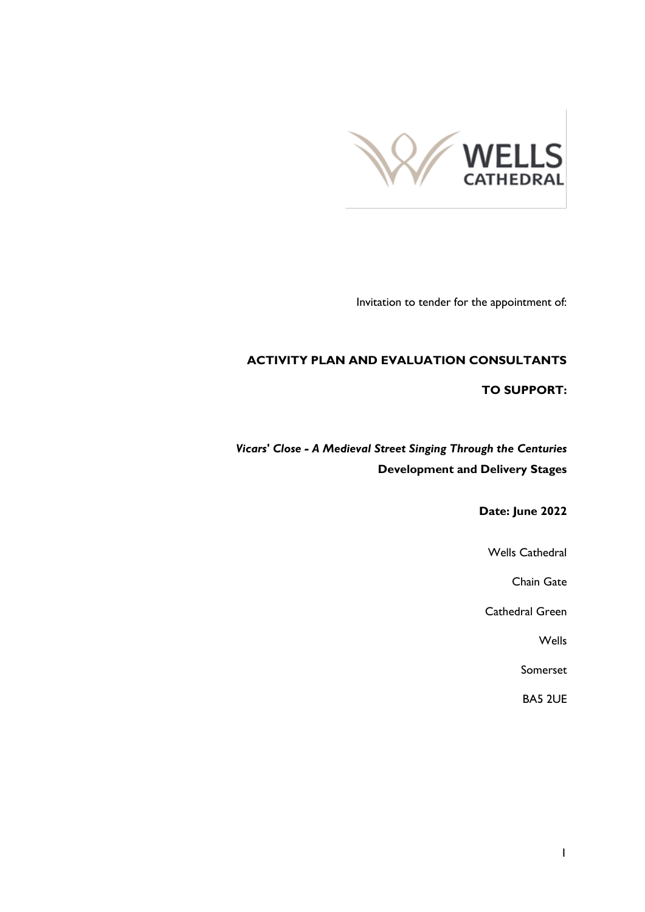WELLS CATHEDRAL

Invitation to tender for the appointment of:

# ACTIVITY PLAN AND EVALUATION CONSULTANTS

# TO SUPPORT:

***Vicars' Close - A Medieval Street Singing Through the Centuries***

**Development and Delivery Stages**

**Date: June 2022**

Wells Cathedral

Chain Gate

Cathedral Green

Wells

Somerset

BA5 2UE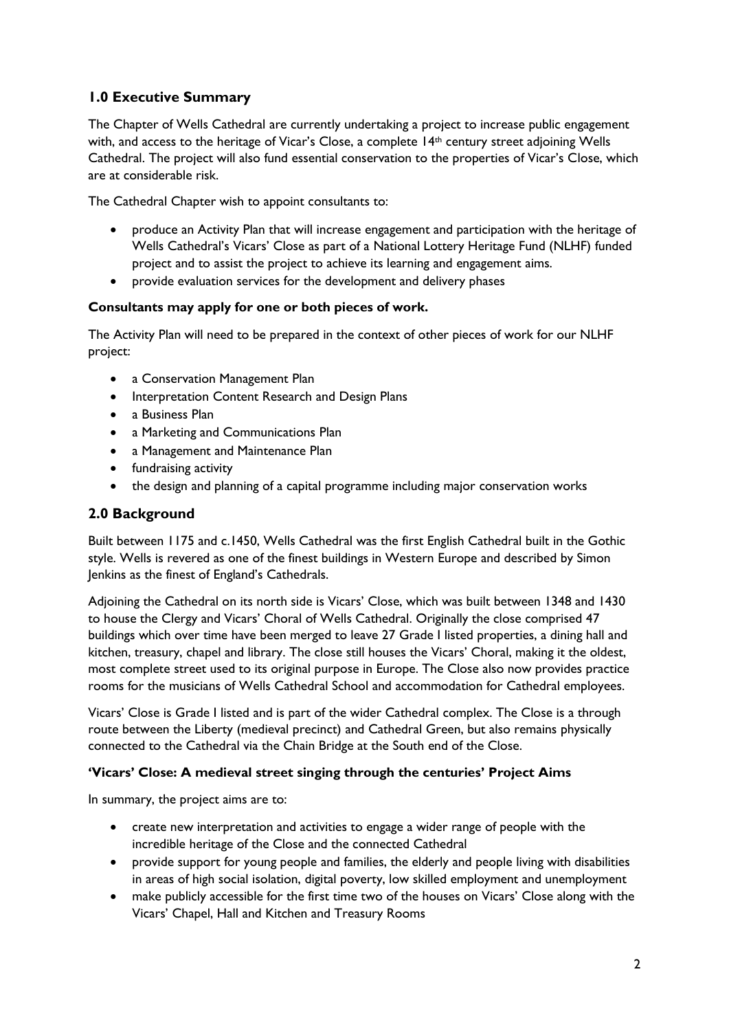## 1.0 Executive Summary

The Chapter of Wells Cathedral are currently undertaking a project to increase public engagement with, and access to the heritage of Vicar's Close, a complete 14th century street adjoining Wells Cathedral. The project will also fund essential conservation to the properties of Vicar's Close, which are at considerable risk.

The Cathedral Chapter wish to appoint consultants to:

- produce an Activity Plan that will increase engagement and participation with the heritage of Wells Cathedral's Vicars' Close as part of a National Lottery Heritage Fund (NLHF) funded project and to assist the project to achieve its learning and engagement aims.
- provide evaluation services for the development and delivery phases

**Consultants may apply for one or both pieces of work.**

The Activity Plan will need to be prepared in the context of other pieces of work for our NLHF project:

- a Conservation Management Plan
- Interpretation Content Research and Design Plans
- a Business Plan
- a Marketing and Communications Plan
- a Management and Maintenance Plan
- fundraising activity
- the design and planning of a capital programme including major conservation works

## 2.0 Background

Built between 1175 and c.1450, Wells Cathedral was the first English Cathedral built in the Gothic style. Wells is revered as one of the finest buildings in Western Europe and described by Simon Jenkins as the finest of England's Cathedrals.

Adjoining the Cathedral on its north side is Vicars' Close, which was built between 1348 and 1430 to house the Clergy and Vicars' Choral of Wells Cathedral. Originally the close comprised 47 buildings which over time have been merged to leave 27 Grade I listed properties, a dining hall and kitchen, treasury, chapel and library. The close still houses the Vicars' Choral, making it the oldest, most complete street used to its original purpose in Europe. The Close also now provides practice rooms for the musicians of Wells Cathedral School and accommodation for Cathedral employees.

Vicars' Close is Grade I listed and is part of the wider Cathedral complex. The Close is a through route between the Liberty (medieval precinct) and Cathedral Green, but also remains physically connected to the Cathedral via the Chain Bridge at the South end of the Close.

**'Vicars' Close: A medieval street singing through the centuries' Project Aims**

In summary, the project aims are to:

- create new interpretation and activities to engage a wider range of people with the incredible heritage of the Close and the connected Cathedral
- provide support for young people and families, the elderly and people living with disabilities in areas of high social isolation, digital poverty, low skilled employment and unemployment
- make publicly accessible for the first time two of the houses on Vicars' Close along with the Vicars' Chapel, Hall and Kitchen and Treasury Rooms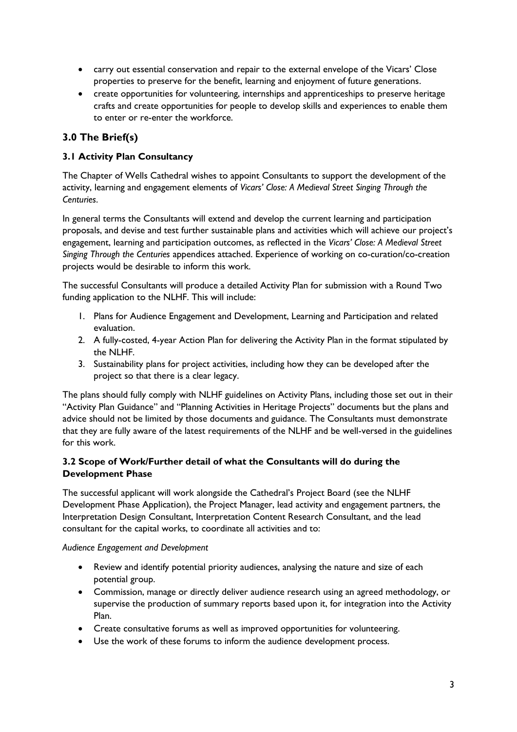- carry out essential conservation and repair to the external envelope of the Vicars' Close properties to preserve for the benefit, learning and enjoyment of future generations.
- create opportunities for volunteering, internships and apprenticeships to preserve heritage crafts and create opportunities for people to develop skills and experiences to enable them to enter or re-enter the workforce.

## 3.0 The Brief(s)

### 3.1 Activity Plan Consultancy

The Chapter of Wells Cathedral wishes to appoint Consultants to support the development of the activity, learning and engagement elements of *Vicars' Close: A Medieval Street Singing Through the Centuries*.

In general terms the Consultants will extend and develop the current learning and participation proposals, and devise and test further sustainable plans and activities which will achieve our project's engagement, learning and participation outcomes, as reflected in the *Vicars' Close: A Medieval Street Singing Through the Centuries* appendices attached. Experience of working on co-curation/co-creation projects would be desirable to inform this work.

The successful Consultants will produce a detailed Activity Plan for submission with a Round Two funding application to the NLHF. This will include:

1. Plans for Audience Engagement and Development, Learning and Participation and related evaluation.
2. A fully-costed, 4-year Action Plan for delivering the Activity Plan in the format stipulated by the NLHF.
3. Sustainability plans for project activities, including how they can be developed after the project so that there is a clear legacy.

The plans should fully comply with NLHF guidelines on Activity Plans, including those set out in their "Activity Plan Guidance" and "Planning Activities in Heritage Projects" documents but the plans and advice should not be limited by those documents and guidance. The Consultants must demonstrate that they are fully aware of the latest requirements of the NLHF and be well-versed in the guidelines for this work.

### 3.2 Scope of Work/Further detail of what the Consultants will do during the Development Phase

The successful applicant will work alongside the Cathedral's Project Board (see the NLHF Development Phase Application), the Project Manager, lead activity and engagement partners, the Interpretation Design Consultant, Interpretation Content Research Consultant, and the lead consultant for the capital works, to coordinate all activities and to:

*Audience Engagement and Development*

- Review and identify potential priority audiences, analysing the nature and size of each potential group.
- Commission, manage or directly deliver audience research using an agreed methodology, or supervise the production of summary reports based upon it, for integration into the Activity Plan.
- Create consultative forums as well as improved opportunities for volunteering.
- Use the work of these forums to inform the audience development process.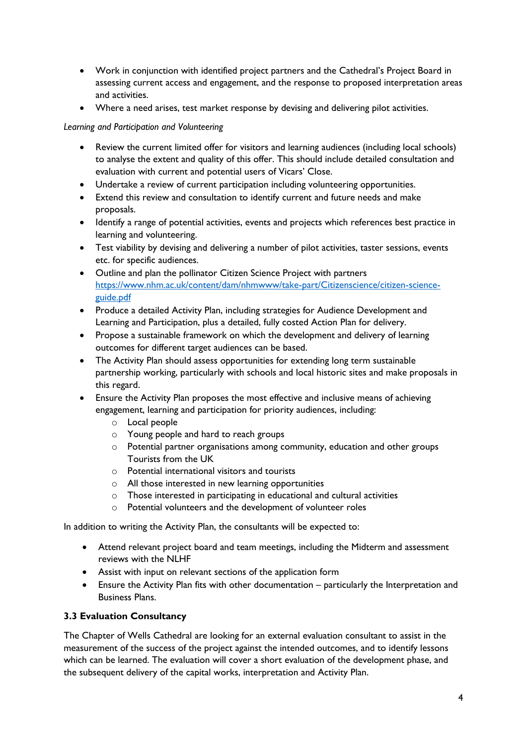- Work in conjunction with identified project partners and the Cathedral's Project Board in assessing current access and engagement, and the response to proposed interpretation areas and activities.
- Where a need arises, test market response by devising and delivering pilot activities.

*Learning and Participation and Volunteering*

- Review the current limited offer for visitors and learning audiences (including local schools) to analyse the extent and quality of this offer. This should include detailed consultation and evaluation with current and potential users of Vicars' Close.
- Undertake a review of current participation including volunteering opportunities.
- Extend this review and consultation to identify current and future needs and make proposals.
- Identify a range of potential activities, events and projects which references best practice in learning and volunteering.
- Test viability by devising and delivering a number of pilot activities, taster sessions, events etc. for specific audiences.
- Outline and plan the pollinator Citizen Science Project with partners [https://www.nhm.ac.uk/content/dam/nhmwww/take-part/Citizenscience/citizen-science-guide.pdf](https://www.nhm.ac.uk/content/dam/nhmwww/take-part/Citizenscience/citizen-science-guide.pdf)
- Produce a detailed Activity Plan, including strategies for Audience Development and Learning and Participation, plus a detailed, fully costed Action Plan for delivery.
- Propose a sustainable framework on which the development and delivery of learning outcomes for different target audiences can be based.
- The Activity Plan should assess opportunities for extending long term sustainable partnership working, particularly with schools and local historic sites and make proposals in this regard.
- Ensure the Activity Plan proposes the most effective and inclusive means of achieving engagement, learning and participation for priority audiences, including:
  - Local people
  - Young people and hard to reach groups
  - Potential partner organisations among community, education and other groups Tourists from the UK
  - Potential international visitors and tourists
  - All those interested in new learning opportunities
  - Those interested in participating in educational and cultural activities
  - Potential volunteers and the development of volunteer roles

In addition to writing the Activity Plan, the consultants will be expected to:

- Attend relevant project board and team meetings, including the Midterm and assessment reviews with the NLHF
- Assist with input on relevant sections of the application form
- Ensure the Activity Plan fits with other documentation – particularly the Interpretation and Business Plans.

### 3.3 Evaluation Consultancy

The Chapter of Wells Cathedral are looking for an external evaluation consultant to assist in the measurement of the success of the project against the intended outcomes, and to identify lessons which can be learned. The evaluation will cover a short evaluation of the development phase, and the subsequent delivery of the capital works, interpretation and Activity Plan.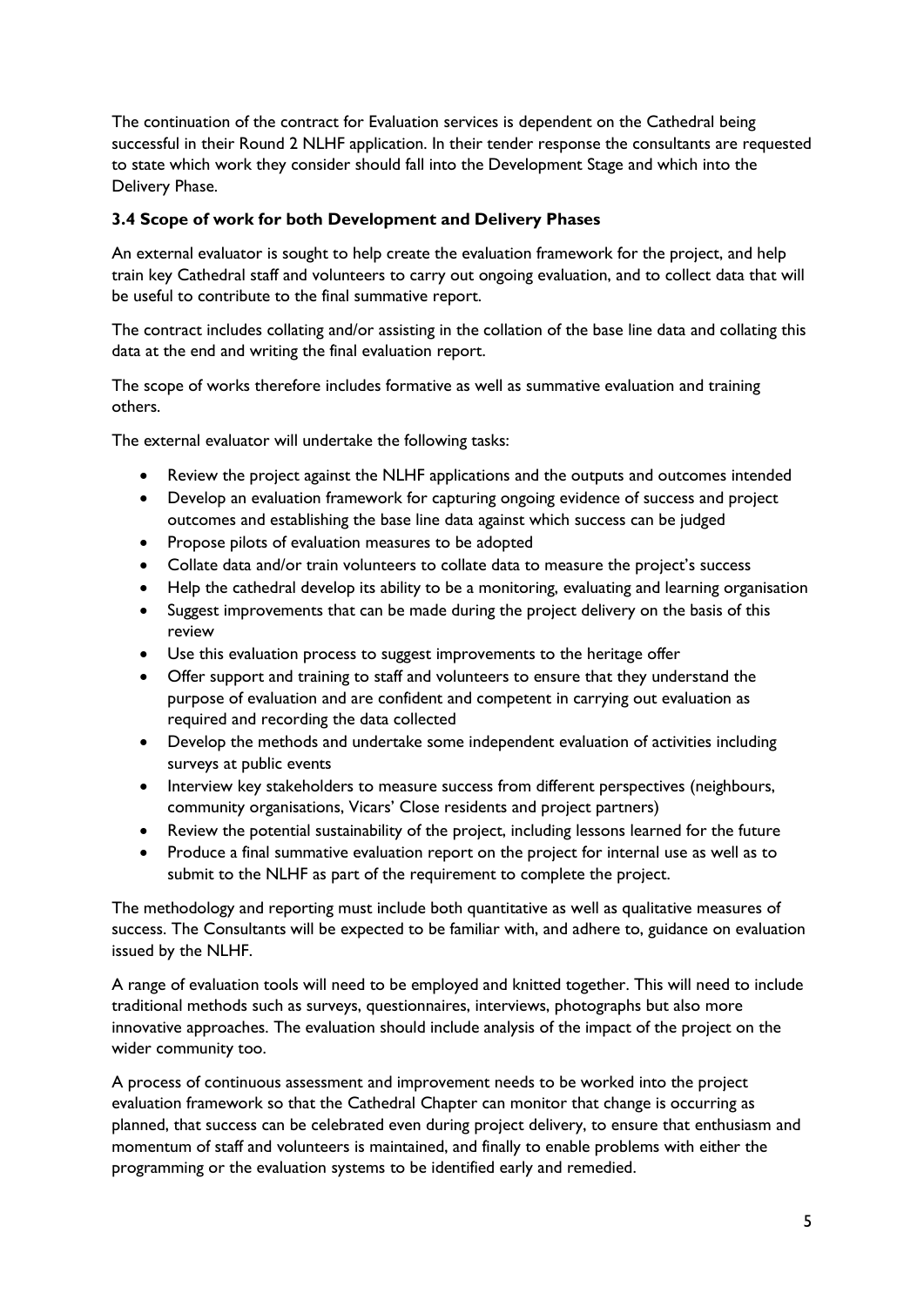The continuation of the contract for Evaluation services is dependent on the Cathedral being successful in their Round 2 NLHF application. In their tender response the consultants are requested to state which work they consider should fall into the Development Stage and which into the Delivery Phase.

### 3.4 Scope of work for both Development and Delivery Phases

An external evaluator is sought to help create the evaluation framework for the project, and help train key Cathedral staff and volunteers to carry out ongoing evaluation, and to collect data that will be useful to contribute to the final summative report.

The contract includes collating and/or assisting in the collation of the base line data and collating this data at the end and writing the final evaluation report.

The scope of works therefore includes formative as well as summative evaluation and training others.

The external evaluator will undertake the following tasks:

- Review the project against the NLHF applications and the outputs and outcomes intended
- Develop an evaluation framework for capturing ongoing evidence of success and project outcomes and establishing the base line data against which success can be judged
- Propose pilots of evaluation measures to be adopted
- Collate data and/or train volunteers to collate data to measure the project's success
- Help the cathedral develop its ability to be a monitoring, evaluating and learning organisation
- Suggest improvements that can be made during the project delivery on the basis of this review
- Use this evaluation process to suggest improvements to the heritage offer
- Offer support and training to staff and volunteers to ensure that they understand the purpose of evaluation and are confident and competent in carrying out evaluation as required and recording the data collected
- Develop the methods and undertake some independent evaluation of activities including surveys at public events
- Interview key stakeholders to measure success from different perspectives (neighbours, community organisations, Vicars' Close residents and project partners)
- Review the potential sustainability of the project, including lessons learned for the future
- Produce a final summative evaluation report on the project for internal use as well as to submit to the NLHF as part of the requirement to complete the project.

The methodology and reporting must include both quantitative as well as qualitative measures of success. The Consultants will be expected to be familiar with, and adhere to, guidance on evaluation issued by the NLHF.

A range of evaluation tools will need to be employed and knitted together. This will need to include traditional methods such as surveys, questionnaires, interviews, photographs but also more innovative approaches. The evaluation should include analysis of the impact of the project on the wider community too.

A process of continuous assessment and improvement needs to be worked into the project evaluation framework so that the Cathedral Chapter can monitor that change is occurring as planned, that success can be celebrated even during project delivery, to ensure that enthusiasm and momentum of staff and volunteers is maintained, and finally to enable problems with either the programming or the evaluation systems to be identified early and remedied.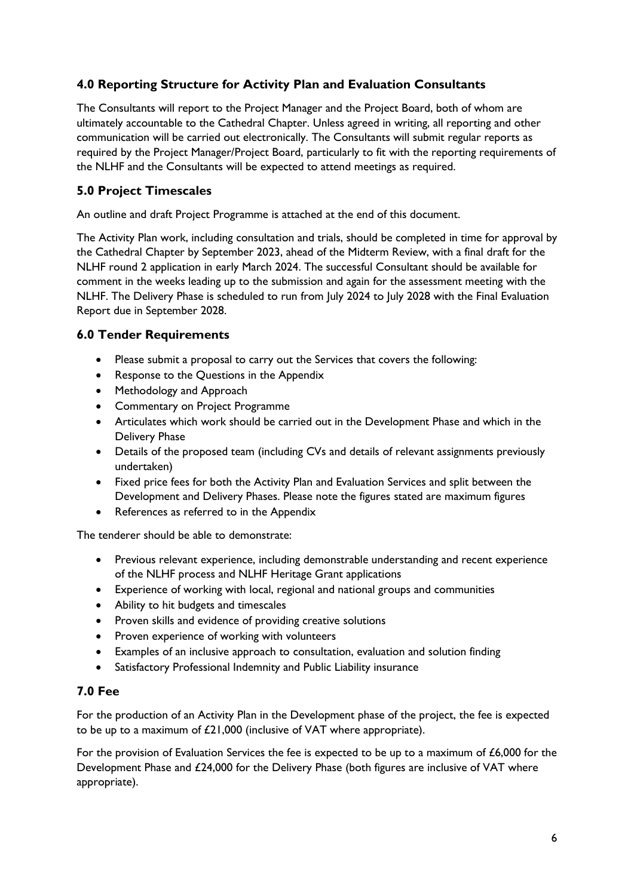## 4.0 Reporting Structure for Activity Plan and Evaluation Consultants

The Consultants will report to the Project Manager and the Project Board, both of whom are ultimately accountable to the Cathedral Chapter. Unless agreed in writing, all reporting and other communication will be carried out electronically. The Consultants will submit regular reports as required by the Project Manager/Project Board, particularly to fit with the reporting requirements of the NLHF and the Consultants will be expected to attend meetings as required.

## 5.0 Project Timescales

An outline and draft Project Programme is attached at the end of this document.

The Activity Plan work, including consultation and trials, should be completed in time for approval by the Cathedral Chapter by September 2023, ahead of the Midterm Review, with a final draft for the NLHF round 2 application in early March 2024. The successful Consultant should be available for comment in the weeks leading up to the submission and again for the assessment meeting with the NLHF. The Delivery Phase is scheduled to run from July 2024 to July 2028 with the Final Evaluation Report due in September 2028.

## 6.0 Tender Requirements

- Please submit a proposal to carry out the Services that covers the following:
- Response to the Questions in the Appendix
- Methodology and Approach
- Commentary on Project Programme
- Articulates which work should be carried out in the Development Phase and which in the Delivery Phase
- Details of the proposed team (including CVs and details of relevant assignments previously undertaken)
- Fixed price fees for both the Activity Plan and Evaluation Services and split between the Development and Delivery Phases. Please note the figures stated are maximum figures
- References as referred to in the Appendix

The tenderer should be able to demonstrate:

- Previous relevant experience, including demonstrable understanding and recent experience of the NLHF process and NLHF Heritage Grant applications
- Experience of working with local, regional and national groups and communities
- Ability to hit budgets and timescales
- Proven skills and evidence of providing creative solutions
- Proven experience of working with volunteers
- Examples of an inclusive approach to consultation, evaluation and solution finding
- Satisfactory Professional Indemnity and Public Liability insurance

## 7.0 Fee

For the production of an Activity Plan in the Development phase of the project, the fee is expected to be up to a maximum of £21,000 (inclusive of VAT where appropriate).

For the provision of Evaluation Services the fee is expected to be up to a maximum of £6,000 for the Development Phase and £24,000 for the Delivery Phase (both figures are inclusive of VAT where appropriate).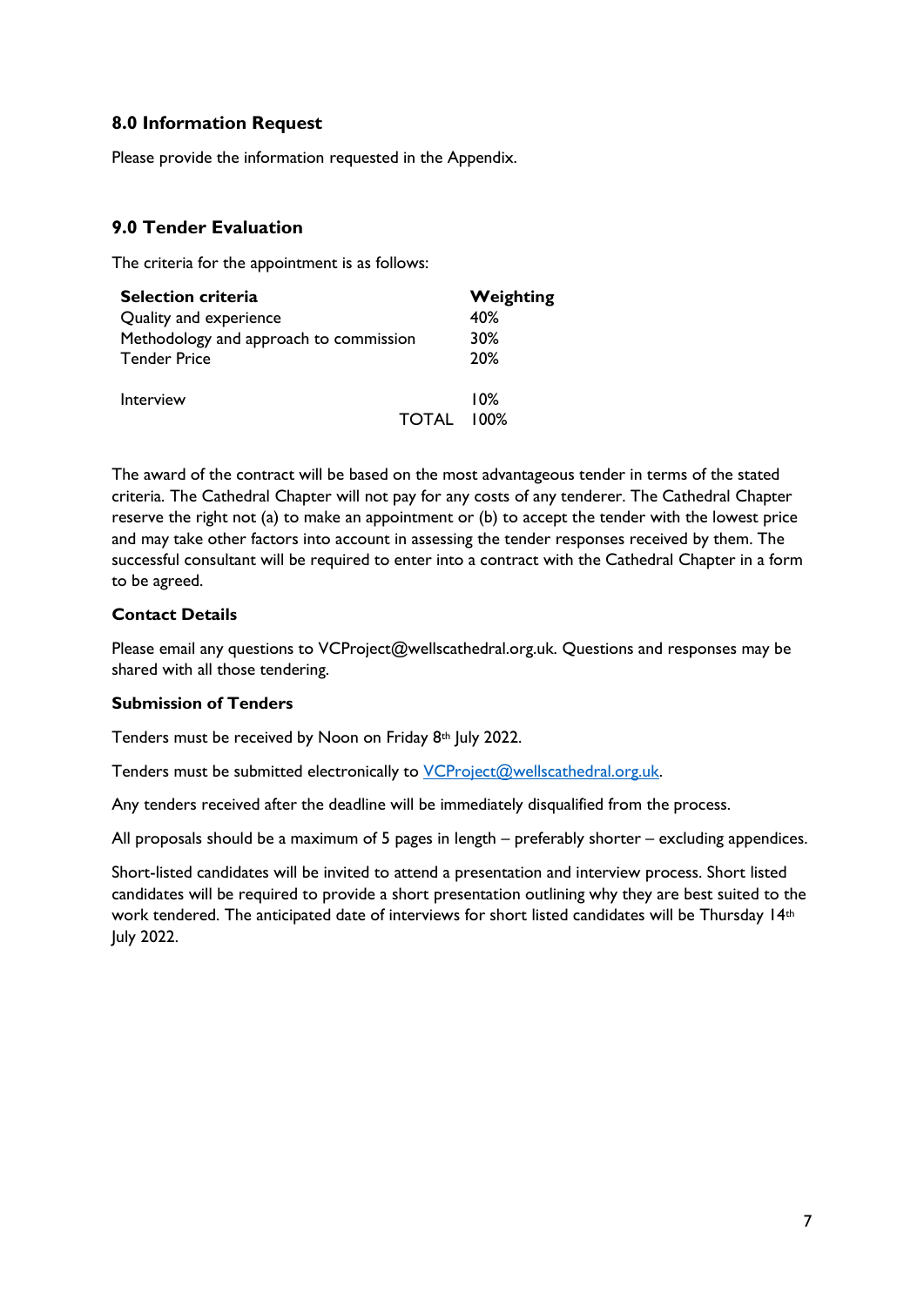## 8.0 Information Request

Please provide the information requested in the Appendix.

## 9.0 Tender Evaluation

The criteria for the appointment is as follows:

| Selection criteria | Weighting |
| --- | --- |
| Quality and experience | 40% |
| Methodology and approach to commission | 30% |
| Tender Price | 20% |
| Interview | 10% |
| TOTAL | 100% |

The award of the contract will be based on the most advantageous tender in terms of the stated criteria. The Cathedral Chapter will not pay for any costs of any tenderer. The Cathedral Chapter reserve the right not (a) to make an appointment or (b) to accept the tender with the lowest price and may take other factors into account in assessing the tender responses received by them. The successful consultant will be required to enter into a contract with the Cathedral Chapter in a form to be agreed.

**Contact Details**

Please email any questions to VCProject@wellscathedral.org.uk. Questions and responses may be shared with all those tendering.

**Submission of Tenders**

Tenders must be received by Noon on Friday 8th July 2022.

Tenders must be submitted electronically to VCProject@wellscathedral.org.uk.

Any tenders received after the deadline will be immediately disqualified from the process.

All proposals should be a maximum of 5 pages in length – preferably shorter – excluding appendices.

Short-listed candidates will be invited to attend a presentation and interview process. Short listed candidates will be required to provide a short presentation outlining why they are best suited to the work tendered. The anticipated date of interviews for short listed candidates will be Thursday 14th July 2022.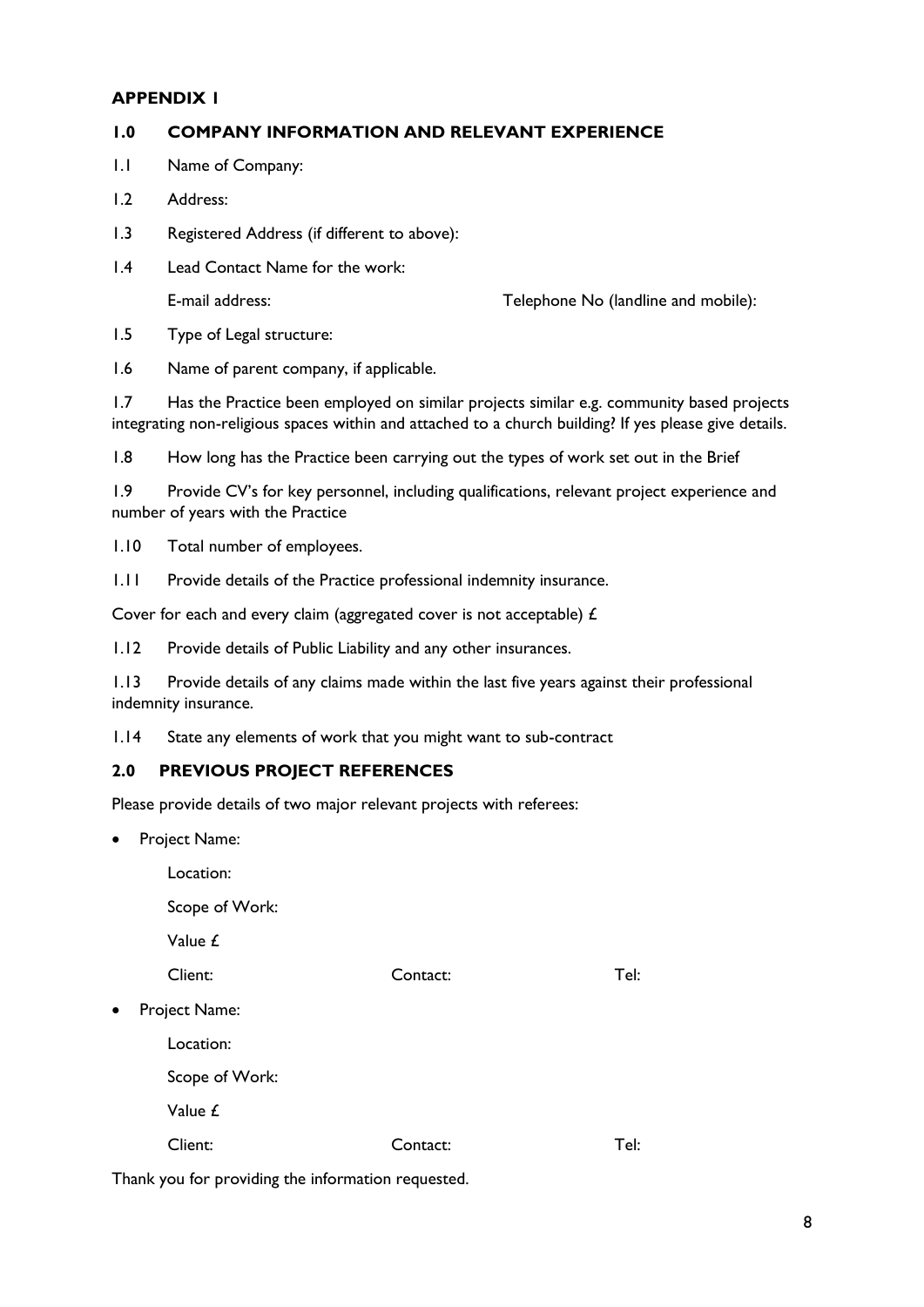## APPENDIX 1

### 1.0 COMPANY INFORMATION AND RELEVANT EXPERIENCE

1.1 Name of Company:

1.2 Address:

1.3 Registered Address (if different to above):

1.4 Lead Contact Name for the work:

E-mail address: Telephone No (landline and mobile):

1.5 Type of Legal structure:

1.6 Name of parent company, if applicable.

1.7 Has the Practice been employed on similar projects similar e.g. community based projects integrating non-religious spaces within and attached to a church building? If yes please give details.

1.8 How long has the Practice been carrying out the types of work set out in the Brief

1.9 Provide CV's for key personnel, including qualifications, relevant project experience and number of years with the Practice

1.10 Total number of employees.

1.11 Provide details of the Practice professional indemnity insurance.

Cover for each and every claim (aggregated cover is not acceptable) £

1.12 Provide details of Public Liability and any other insurances.

1.13 Provide details of any claims made within the last five years against their professional indemnity insurance.

1.14 State any elements of work that you might want to sub-contract

### 2.0 PREVIOUS PROJECT REFERENCES

Please provide details of two major relevant projects with referees:

- Project Name:

  Location:

  Scope of Work:

  Value £

  Client: Contact: Tel:

- Project Name:

  Location:

  Scope of Work:

  Value £

  Client: Contact: Tel:

Thank you for providing the information requested.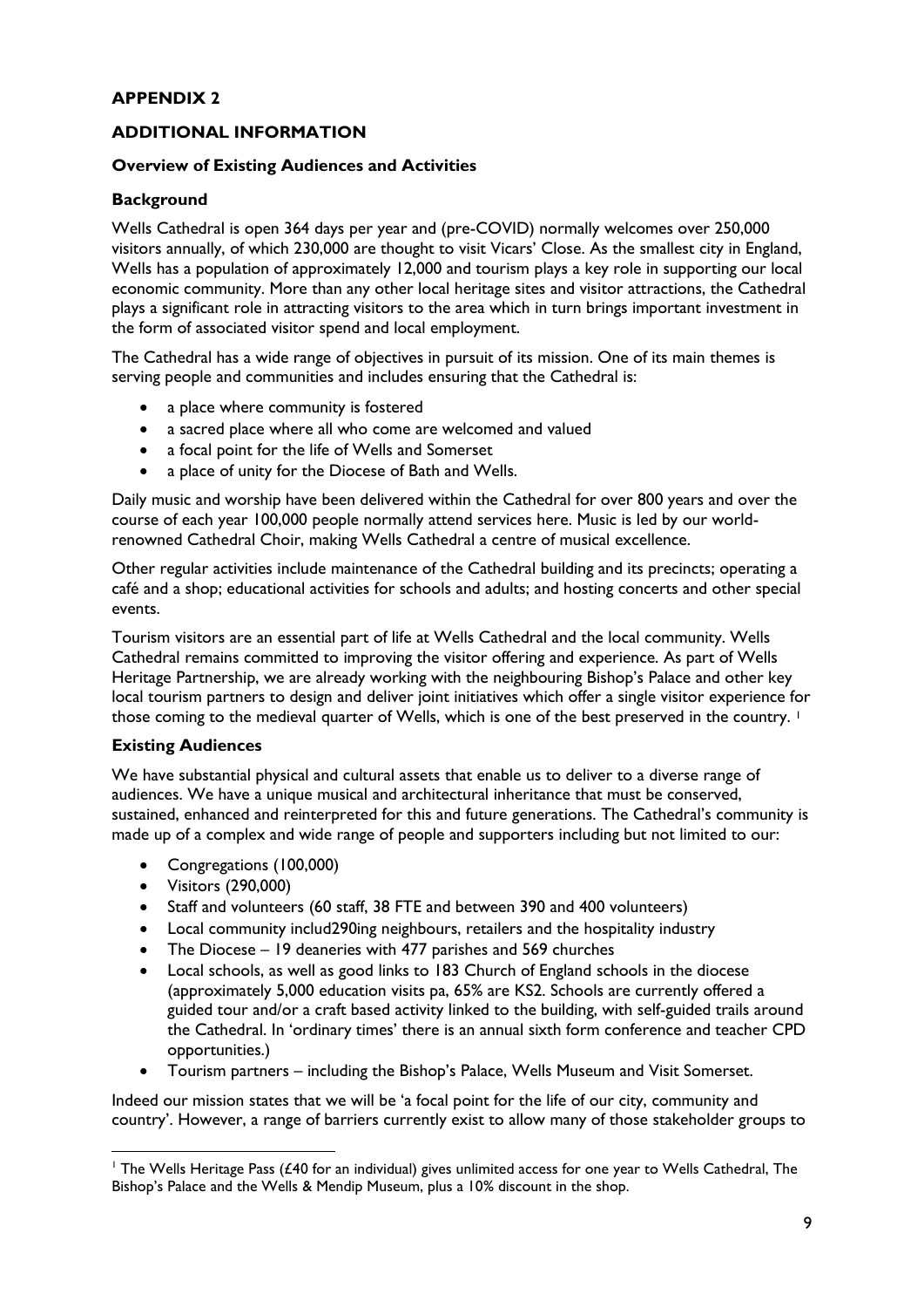## APPENDIX 2

## ADDITIONAL INFORMATION

### Overview of Existing Audiences and Activities

### Background

Wells Cathedral is open 364 days per year and (pre-COVID) normally welcomes over 250,000 visitors annually, of which 230,000 are thought to visit Vicars' Close. As the smallest city in England, Wells has a population of approximately 12,000 and tourism plays a key role in supporting our local economic community. More than any other local heritage sites and visitor attractions, the Cathedral plays a significant role in attracting visitors to the area which in turn brings important investment in the form of associated visitor spend and local employment.

The Cathedral has a wide range of objectives in pursuit of its mission. One of its main themes is serving people and communities and includes ensuring that the Cathedral is:

- a place where community is fostered
- a sacred place where all who come are welcomed and valued
- a focal point for the life of Wells and Somerset
- a place of unity for the Diocese of Bath and Wells.

Daily music and worship have been delivered within the Cathedral for over 800 years and over the course of each year 100,000 people normally attend services here. Music is led by our world-renowned Cathedral Choir, making Wells Cathedral a centre of musical excellence.

Other regular activities include maintenance of the Cathedral building and its precincts; operating a café and a shop; educational activities for schools and adults; and hosting concerts and other special events.

Tourism visitors are an essential part of life at Wells Cathedral and the local community. Wells Cathedral remains committed to improving the visitor offering and experience. As part of Wells Heritage Partnership, we are already working with the neighbouring Bishop's Palace and other key local tourism partners to design and deliver joint initiatives which offer a single visitor experience for those coming to the medieval quarter of Wells, which is one of the best preserved in the country. [1]

### Existing Audiences

We have substantial physical and cultural assets that enable us to deliver to a diverse range of audiences. We have a unique musical and architectural inheritance that must be conserved, sustained, enhanced and reinterpreted for this and future generations. The Cathedral's community is made up of a complex and wide range of people and supporters including but not limited to our:

- Congregations (100,000)
- Visitors (290,000)
- Staff and volunteers (60 staff, 38 FTE and between 390 and 400 volunteers)
- Local community includ290ing neighbours, retailers and the hospitality industry
- The Diocese – 19 deaneries with 477 parishes and 569 churches
- Local schools, as well as good links to 183 Church of England schools in the diocese (approximately 5,000 education visits pa, 65% are KS2. Schools are currently offered a guided tour and/or a craft based activity linked to the building, with self-guided trails around the Cathedral. In 'ordinary times' there is an annual sixth form conference and teacher CPD opportunities.)
- Tourism partners – including the Bishop's Palace, Wells Museum and Visit Somerset.

Indeed our mission states that we will be 'a focal point for the life of our city, community and country'. However, a range of barriers currently exist to allow many of those stakeholder groups to

[1] The Wells Heritage Pass (£40 for an individual) gives unlimited access for one year to Wells Cathedral, The Bishop's Palace and the Wells & Mendip Museum, plus a 10% discount in the shop.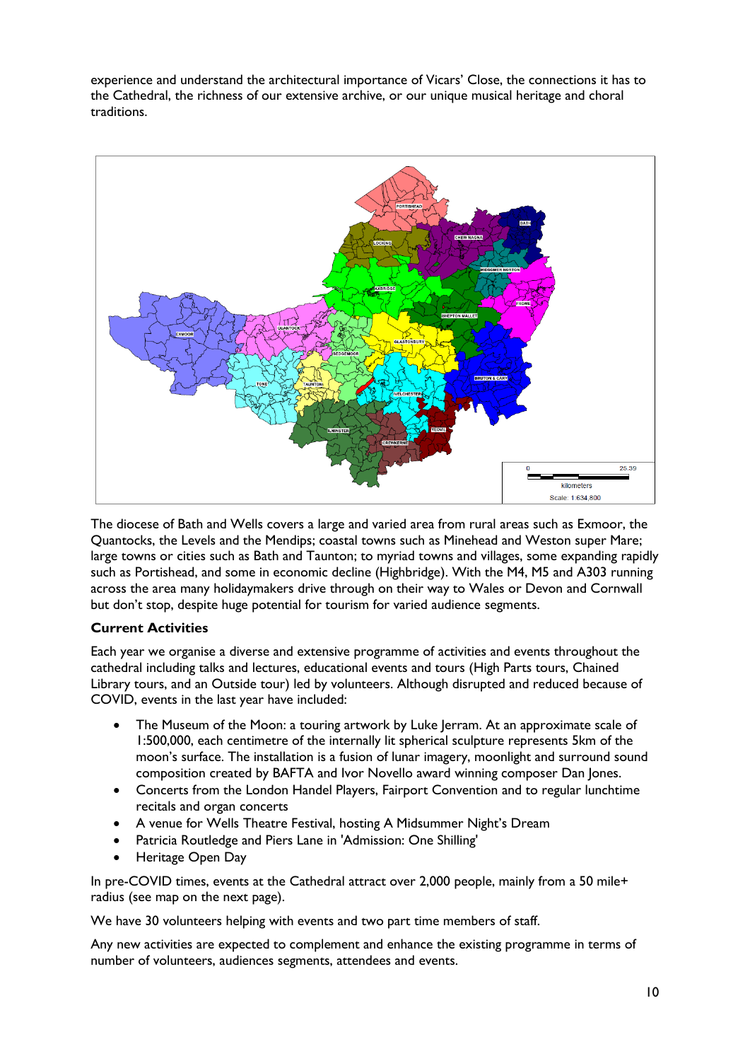experience and understand the architectural importance of Vicars' Close, the connections it has to the Cathedral, the richness of our extensive archive, or our unique musical heritage and choral traditions.

The diocese of Bath and Wells covers a large and varied area from rural areas such as Exmoor, the Quantocks, the Levels and the Mendips; coastal towns such as Minehead and Weston super Mare; large towns or cities such as Bath and Taunton; to myriad towns and villages, some expanding rapidly such as Portishead, and some in economic decline (Highbridge). With the M4, M5 and A303 running across the area many holidaymakers drive through on their way to Wales or Devon and Cornwall but don't stop, despite huge potential for tourism for varied audience segments.

**Current Activities**

Each year we organise a diverse and extensive programme of activities and events throughout the cathedral including talks and lectures, educational events and tours (High Parts tours, Chained Library tours, and an Outside tour) led by volunteers. Although disrupted and reduced because of COVID, events in the last year have included:

- The Museum of the Moon: a touring artwork by Luke Jerram. At an approximate scale of 1:500,000, each centimetre of the internally lit spherical sculpture represents 5km of the moon's surface. The installation is a fusion of lunar imagery, moonlight and surround sound composition created by BAFTA and Ivor Novello award winning composer Dan Jones.
- Concerts from the London Handel Players, Fairport Convention and to regular lunchtime recitals and organ concerts
- A venue for Wells Theatre Festival, hosting A Midsummer Night's Dream
- Patricia Routledge and Piers Lane in 'Admission: One Shilling'
- Heritage Open Day

In pre-COVID times, events at the Cathedral attract over 2,000 people, mainly from a 50 mile+ radius (see map on the next page).

We have 30 volunteers helping with events and two part time members of staff.

Any new activities are expected to complement and enhance the existing programme in terms of number of volunteers, audiences segments, attendees and events.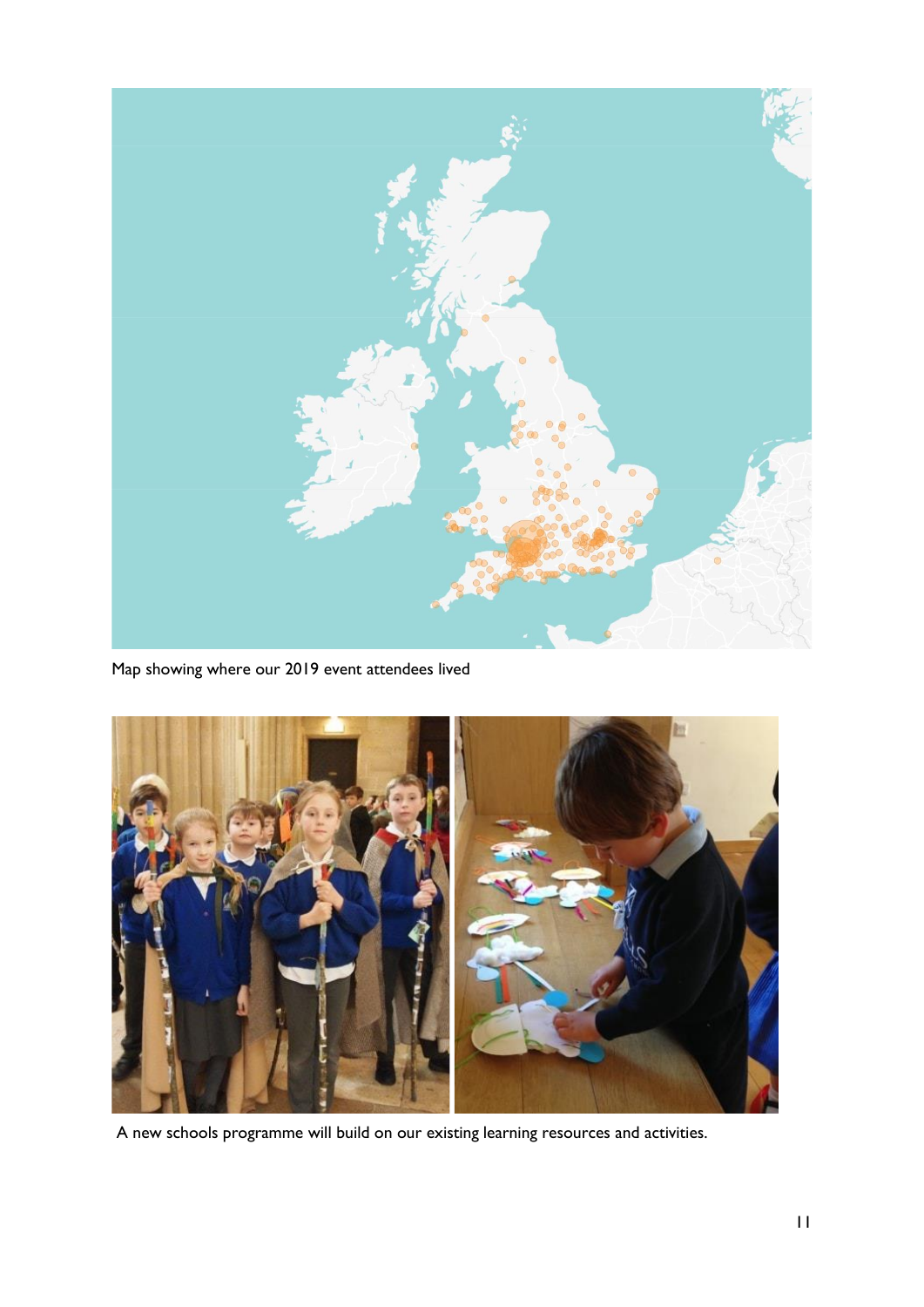Map showing where our 2019 event attendees lived

A new schools programme will build on our existing learning resources and activities.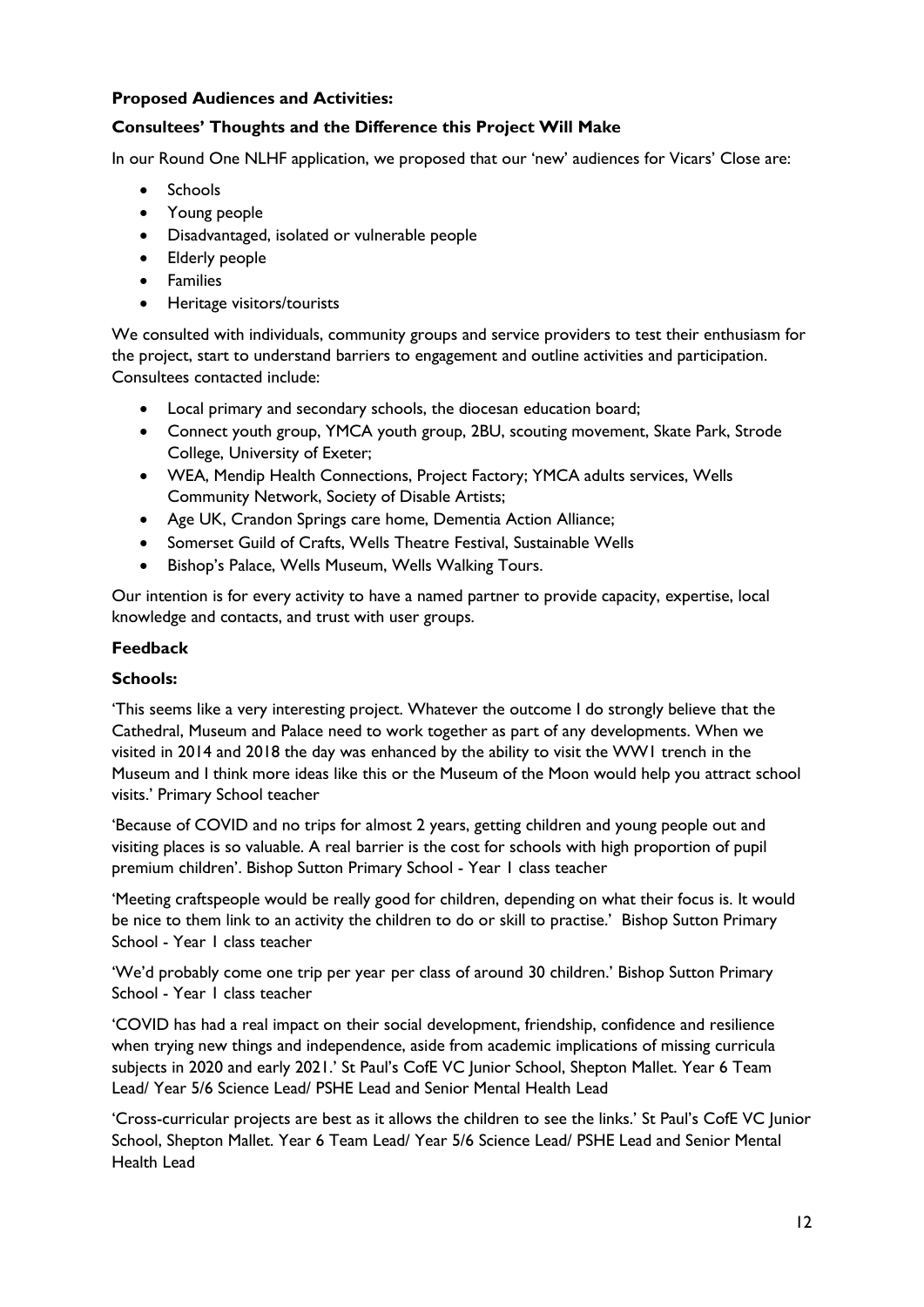**Proposed Audiences and Activities:**

**Consultees' Thoughts and the Difference this Project Will Make**

In our Round One NLHF application, we proposed that our 'new' audiences for Vicars' Close are:

- Schools
- Young people
- Disadvantaged, isolated or vulnerable people
- Elderly people
- Families
- Heritage visitors/tourists

We consulted with individuals, community groups and service providers to test their enthusiasm for the project, start to understand barriers to engagement and outline activities and participation. Consultees contacted include:

- Local primary and secondary schools, the diocesan education board;
- Connect youth group, YMCA youth group, 2BU, scouting movement, Skate Park, Strode College, University of Exeter;
- WEA, Mendip Health Connections, Project Factory; YMCA adults services, Wells Community Network, Society of Disable Artists;
- Age UK, Crandon Springs care home, Dementia Action Alliance;
- Somerset Guild of Crafts, Wells Theatre Festival, Sustainable Wells
- Bishop's Palace, Wells Museum, Wells Walking Tours.

Our intention is for every activity to have a named partner to provide capacity, expertise, local knowledge and contacts, and trust with user groups.

**Feedback**

**Schools:**

'This seems like a very interesting project. Whatever the outcome I do strongly believe that the Cathedral, Museum and Palace need to work together as part of any developments. When we visited in 2014 and 2018 the day was enhanced by the ability to visit the WW1 trench in the Museum and I think more ideas like this or the Museum of the Moon would help you attract school visits.' Primary School teacher

'Because of COVID and no trips for almost 2 years, getting children and young people out and visiting places is so valuable. A real barrier is the cost for schools with high proportion of pupil premium children'. Bishop Sutton Primary School - Year 1 class teacher

'Meeting craftspeople would be really good for children, depending on what their focus is. It would be nice to them link to an activity the children to do or skill to practise.' Bishop Sutton Primary School - Year 1 class teacher

'We'd probably come one trip per year per class of around 30 children.' Bishop Sutton Primary School - Year 1 class teacher

'COVID has had a real impact on their social development, friendship, confidence and resilience when trying new things and independence, aside from academic implications of missing curricula subjects in 2020 and early 2021.' St Paul's CofE VC Junior School, Shepton Mallet. Year 6 Team Lead/ Year 5/6 Science Lead/ PSHE Lead and Senior Mental Health Lead

'Cross-curricular projects are best as it allows the children to see the links.' St Paul's CofE VC Junior School, Shepton Mallet. Year 6 Team Lead/ Year 5/6 Science Lead/ PSHE Lead and Senior Mental Health Lead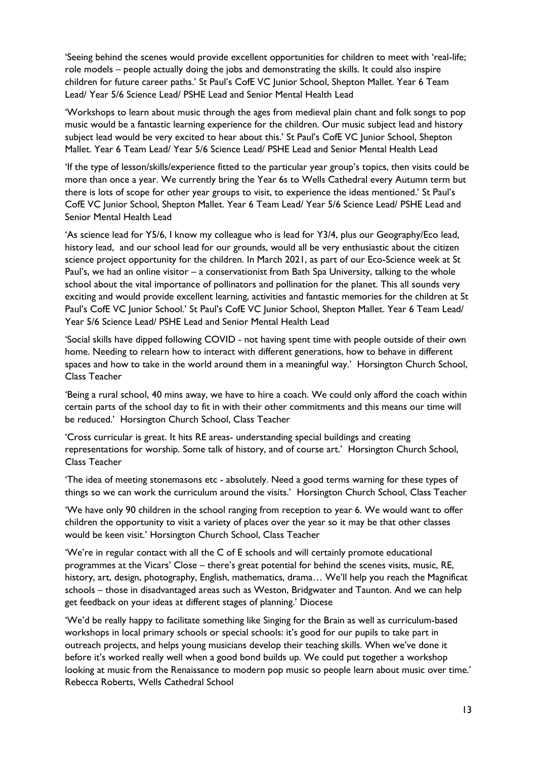'Seeing behind the scenes would provide excellent opportunities for children to meet with 'real-life; role models – people actually doing the jobs and demonstrating the skills. It could also inspire children for future career paths.' St Paul's CofE VC Junior School, Shepton Mallet. Year 6 Team Lead/ Year 5/6 Science Lead/ PSHE Lead and Senior Mental Health Lead

'Workshops to learn about music through the ages from medieval plain chant and folk songs to pop music would be a fantastic learning experience for the children. Our music subject lead and history subject lead would be very excited to hear about this.' St Paul's CofE VC Junior School, Shepton Mallet. Year 6 Team Lead/ Year 5/6 Science Lead/ PSHE Lead and Senior Mental Health Lead

'If the type of lesson/skills/experience fitted to the particular year group's topics, then visits could be more than once a year. We currently bring the Year 6s to Wells Cathedral every Autumn term but there is lots of scope for other year groups to visit, to experience the ideas mentioned.' St Paul's CofE VC Junior School, Shepton Mallet. Year 6 Team Lead/ Year 5/6 Science Lead/ PSHE Lead and Senior Mental Health Lead

'As science lead for Y5/6, I know my colleague who is lead for Y3/4, plus our Geography/Eco lead, history lead, and our school lead for our grounds, would all be very enthusiastic about the citizen science project opportunity for the children. In March 2021, as part of our Eco-Science week at St Paul's, we had an online visitor – a conservationist from Bath Spa University, talking to the whole school about the vital importance of pollinators and pollination for the planet. This all sounds very exciting and would provide excellent learning, activities and fantastic memories for the children at St Paul's CofE VC Junior School.' St Paul's CofE VC Junior School, Shepton Mallet. Year 6 Team Lead/ Year 5/6 Science Lead/ PSHE Lead and Senior Mental Health Lead

'Social skills have dipped following COVID - not having spent time with people outside of their own home. Needing to relearn how to interact with different generations, how to behave in different spaces and how to take in the world around them in a meaningful way.' Horsington Church School, Class Teacher

'Being a rural school, 40 mins away, we have to hire a coach. We could only afford the coach within certain parts of the school day to fit in with their other commitments and this means our time will be reduced.' Horsington Church School, Class Teacher

'Cross curricular is great. It hits RE areas- understanding special buildings and creating representations for worship. Some talk of history, and of course art.' Horsington Church School, Class Teacher

'The idea of meeting stonemasons etc - absolutely. Need a good terms warning for these types of things so we can work the curriculum around the visits.' Horsington Church School, Class Teacher

'We have only 90 children in the school ranging from reception to year 6. We would want to offer children the opportunity to visit a variety of places over the year so it may be that other classes would be keen visit.' Horsington Church School, Class Teacher

'We're in regular contact with all the C of E schools and will certainly promote educational programmes at the Vicars' Close – there's great potential for behind the scenes visits, music, RE, history, art, design, photography, English, mathematics, drama… We'll help you reach the Magnificat schools – those in disadvantaged areas such as Weston, Bridgwater and Taunton. And we can help get feedback on your ideas at different stages of planning.' Diocese

'We'd be really happy to facilitate something like Singing for the Brain as well as curriculum-based workshops in local primary schools or special schools: it's good for our pupils to take part in outreach projects, and helps young musicians develop their teaching skills. When we've done it before it's worked really well when a good bond builds up. We could put together a workshop looking at music from the Renaissance to modern pop music so people learn about music over time.' Rebecca Roberts, Wells Cathedral School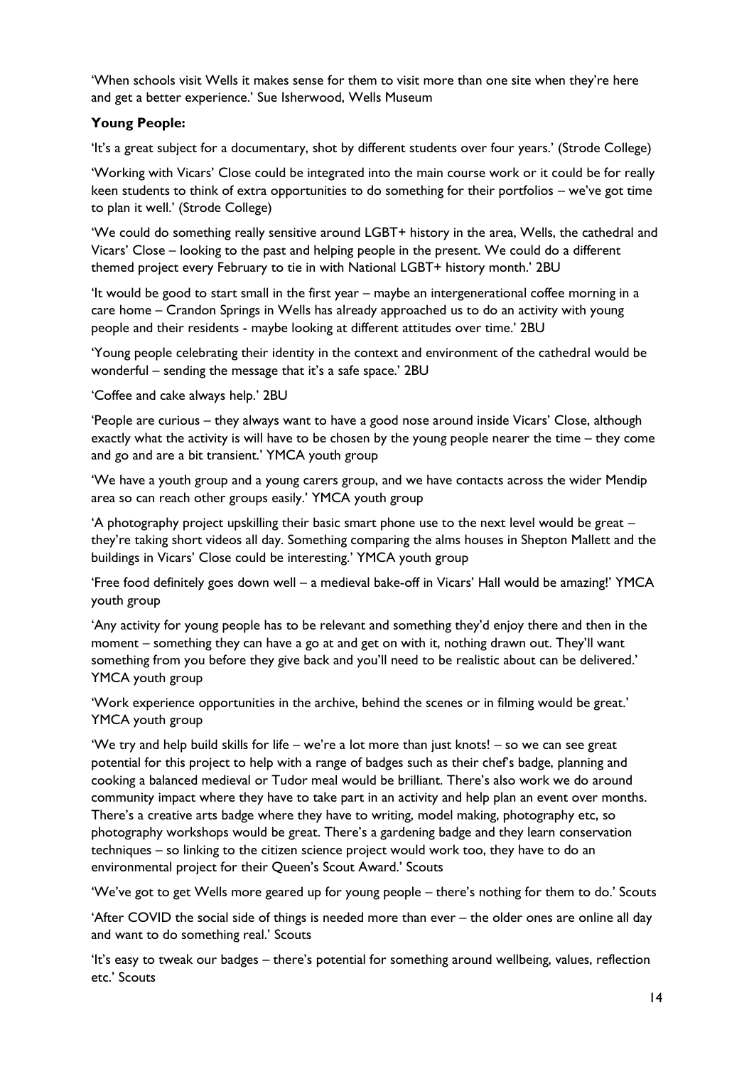'When schools visit Wells it makes sense for them to visit more than one site when they're here and get a better experience.' Sue Isherwood, Wells Museum

**Young People:**

'It's a great subject for a documentary, shot by different students over four years.' (Strode College)

'Working with Vicars' Close could be integrated into the main course work or it could be for really keen students to think of extra opportunities to do something for their portfolios – we've got time to plan it well.' (Strode College)

'We could do something really sensitive around LGBT+ history in the area, Wells, the cathedral and Vicars' Close – looking to the past and helping people in the present. We could do a different themed project every February to tie in with National LGBT+ history month.' 2BU

'It would be good to start small in the first year – maybe an intergenerational coffee morning in a care home – Crandon Springs in Wells has already approached us to do an activity with young people and their residents - maybe looking at different attitudes over time.' 2BU

'Young people celebrating their identity in the context and environment of the cathedral would be wonderful – sending the message that it's a safe space.' 2BU

'Coffee and cake always help.' 2BU

'People are curious – they always want to have a good nose around inside Vicars' Close, although exactly what the activity is will have to be chosen by the young people nearer the time – they come and go and are a bit transient.' YMCA youth group

'We have a youth group and a young carers group, and we have contacts across the wider Mendip area so can reach other groups easily.' YMCA youth group

'A photography project upskilling their basic smart phone use to the next level would be great – they're taking short videos all day. Something comparing the alms houses in Shepton Mallett and the buildings in Vicars' Close could be interesting.' YMCA youth group

'Free food definitely goes down well – a medieval bake-off in Vicars' Hall would be amazing!' YMCA youth group

'Any activity for young people has to be relevant and something they'd enjoy there and then in the moment – something they can have a go at and get on with it, nothing drawn out. They'll want something from you before they give back and you'll need to be realistic about can be delivered.' YMCA youth group

'Work experience opportunities in the archive, behind the scenes or in filming would be great.' YMCA youth group

'We try and help build skills for life – we're a lot more than just knots! – so we can see great potential for this project to help with a range of badges such as their chef's badge, planning and cooking a balanced medieval or Tudor meal would be brilliant. There's also work we do around community impact where they have to take part in an activity and help plan an event over months. There's a creative arts badge where they have to writing, model making, photography etc, so photography workshops would be great. There's a gardening badge and they learn conservation techniques – so linking to the citizen science project would work too, they have to do an environmental project for their Queen's Scout Award.' Scouts

'We've got to get Wells more geared up for young people – there's nothing for them to do.' Scouts

'After COVID the social side of things is needed more than ever – the older ones are online all day and want to do something real.' Scouts

'It's easy to tweak our badges – there's potential for something around wellbeing, values, reflection etc.' Scouts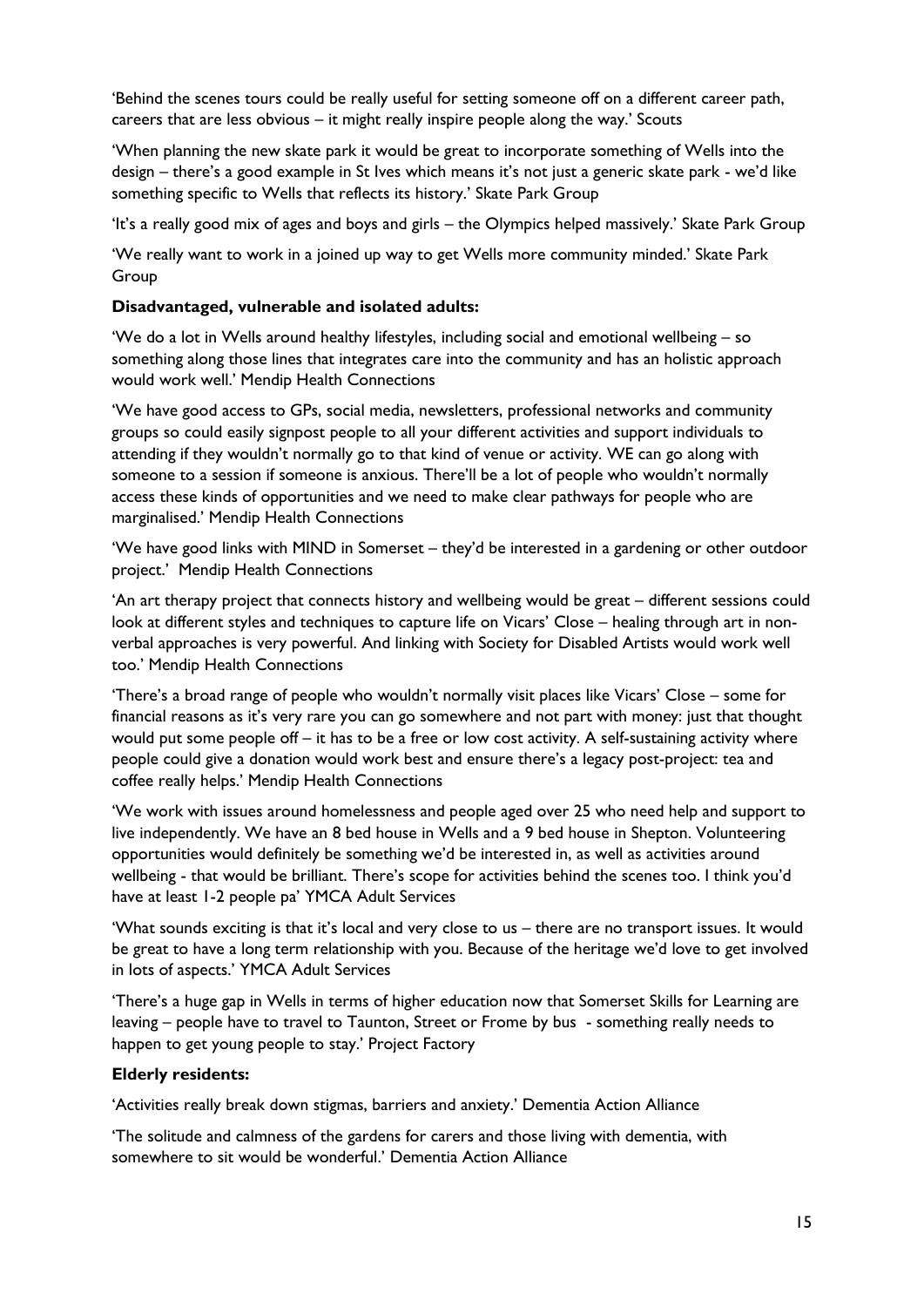'Behind the scenes tours could be really useful for setting someone off on a different career path, careers that are less obvious – it might really inspire people along the way.' Scouts

'When planning the new skate park it would be great to incorporate something of Wells into the design – there's a good example in St Ives which means it's not just a generic skate park - we'd like something specific to Wells that reflects its history.' Skate Park Group

'It's a really good mix of ages and boys and girls – the Olympics helped massively.' Skate Park Group

'We really want to work in a joined up way to get Wells more community minded.' Skate Park Group

**Disadvantaged, vulnerable and isolated adults:**

'We do a lot in Wells around healthy lifestyles, including social and emotional wellbeing – so something along those lines that integrates care into the community and has an holistic approach would work well.' Mendip Health Connections

'We have good access to GPs, social media, newsletters, professional networks and community groups so could easily signpost people to all your different activities and support individuals to attending if they wouldn't normally go to that kind of venue or activity. WE can go along with someone to a session if someone is anxious. There'll be a lot of people who wouldn't normally access these kinds of opportunities and we need to make clear pathways for people who are marginalised.' Mendip Health Connections

'We have good links with MIND in Somerset – they'd be interested in a gardening or other outdoor project.' Mendip Health Connections

'An art therapy project that connects history and wellbeing would be great – different sessions could look at different styles and techniques to capture life on Vicars' Close – healing through art in non-verbal approaches is very powerful. And linking with Society for Disabled Artists would work well too.' Mendip Health Connections

'There's a broad range of people who wouldn't normally visit places like Vicars' Close – some for financial reasons as it's very rare you can go somewhere and not part with money: just that thought would put some people off – it has to be a free or low cost activity. A self-sustaining activity where people could give a donation would work best and ensure there's a legacy post-project: tea and coffee really helps.' Mendip Health Connections

'We work with issues around homelessness and people aged over 25 who need help and support to live independently. We have an 8 bed house in Wells and a 9 bed house in Shepton. Volunteering opportunities would definitely be something we'd be interested in, as well as activities around wellbeing - that would be brilliant. There's scope for activities behind the scenes too. I think you'd have at least 1-2 people pa' YMCA Adult Services

'What sounds exciting is that it's local and very close to us – there are no transport issues. It would be great to have a long term relationship with you. Because of the heritage we'd love to get involved in lots of aspects.' YMCA Adult Services

'There's a huge gap in Wells in terms of higher education now that Somerset Skills for Learning are leaving – people have to travel to Taunton, Street or Frome by bus - something really needs to happen to get young people to stay.' Project Factory

**Elderly residents:**

'Activities really break down stigmas, barriers and anxiety.' Dementia Action Alliance

'The solitude and calmness of the gardens for carers and those living with dementia, with somewhere to sit would be wonderful.' Dementia Action Alliance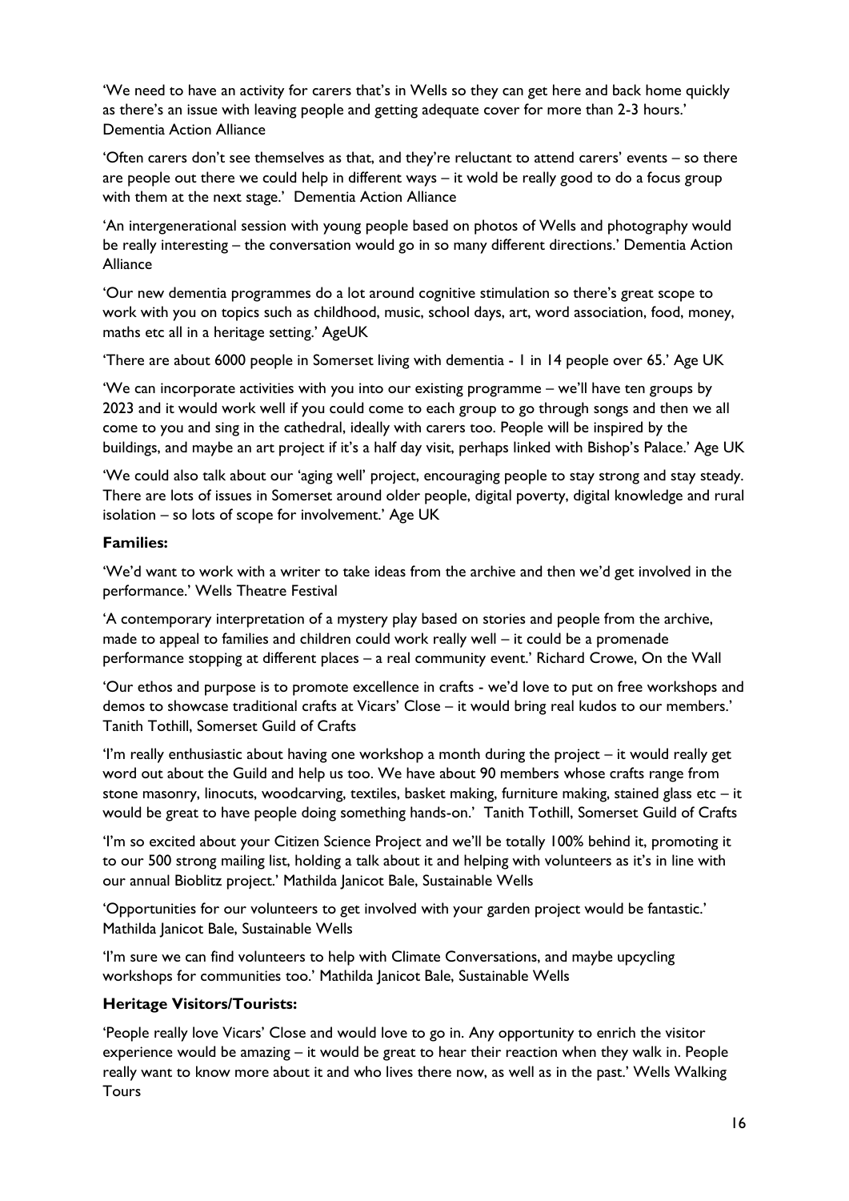'We need to have an activity for carers that's in Wells so they can get here and back home quickly as there's an issue with leaving people and getting adequate cover for more than 2-3 hours.' Dementia Action Alliance

'Often carers don't see themselves as that, and they're reluctant to attend carers' events – so there are people out there we could help in different ways – it wold be really good to do a focus group with them at the next stage.' Dementia Action Alliance

'An intergenerational session with young people based on photos of Wells and photography would be really interesting – the conversation would go in so many different directions.' Dementia Action Alliance

'Our new dementia programmes do a lot around cognitive stimulation so there's great scope to work with you on topics such as childhood, music, school days, art, word association, food, money, maths etc all in a heritage setting.' AgeUK

'There are about 6000 people in Somerset living with dementia - 1 in 14 people over 65.' Age UK

'We can incorporate activities with you into our existing programme – we'll have ten groups by 2023 and it would work well if you could come to each group to go through songs and then we all come to you and sing in the cathedral, ideally with carers too. People will be inspired by the buildings, and maybe an art project if it's a half day visit, perhaps linked with Bishop's Palace.' Age UK

'We could also talk about our 'aging well' project, encouraging people to stay strong and stay steady. There are lots of issues in Somerset around older people, digital poverty, digital knowledge and rural isolation – so lots of scope for involvement.' Age UK

**Families:**

'We'd want to work with a writer to take ideas from the archive and then we'd get involved in the performance.' Wells Theatre Festival

'A contemporary interpretation of a mystery play based on stories and people from the archive, made to appeal to families and children could work really well – it could be a promenade performance stopping at different places – a real community event.' Richard Crowe, On the Wall

'Our ethos and purpose is to promote excellence in crafts - we'd love to put on free workshops and demos to showcase traditional crafts at Vicars' Close – it would bring real kudos to our members.' Tanith Tothill, Somerset Guild of Crafts

'I'm really enthusiastic about having one workshop a month during the project – it would really get word out about the Guild and help us too. We have about 90 members whose crafts range from stone masonry, linocuts, woodcarving, textiles, basket making, furniture making, stained glass etc – it would be great to have people doing something hands-on.' Tanith Tothill, Somerset Guild of Crafts

'I'm so excited about your Citizen Science Project and we'll be totally 100% behind it, promoting it to our 500 strong mailing list, holding a talk about it and helping with volunteers as it's in line with our annual Bioblitz project.' Mathilda Janicot Bale, Sustainable Wells

'Opportunities for our volunteers to get involved with your garden project would be fantastic.' Mathilda Janicot Bale, Sustainable Wells

'I'm sure we can find volunteers to help with Climate Conversations, and maybe upcycling workshops for communities too.' Mathilda Janicot Bale, Sustainable Wells

**Heritage Visitors/Tourists:**

'People really love Vicars' Close and would love to go in. Any opportunity to enrich the visitor experience would be amazing – it would be great to hear their reaction when they walk in. People really want to know more about it and who lives there now, as well as in the past.' Wells Walking Tours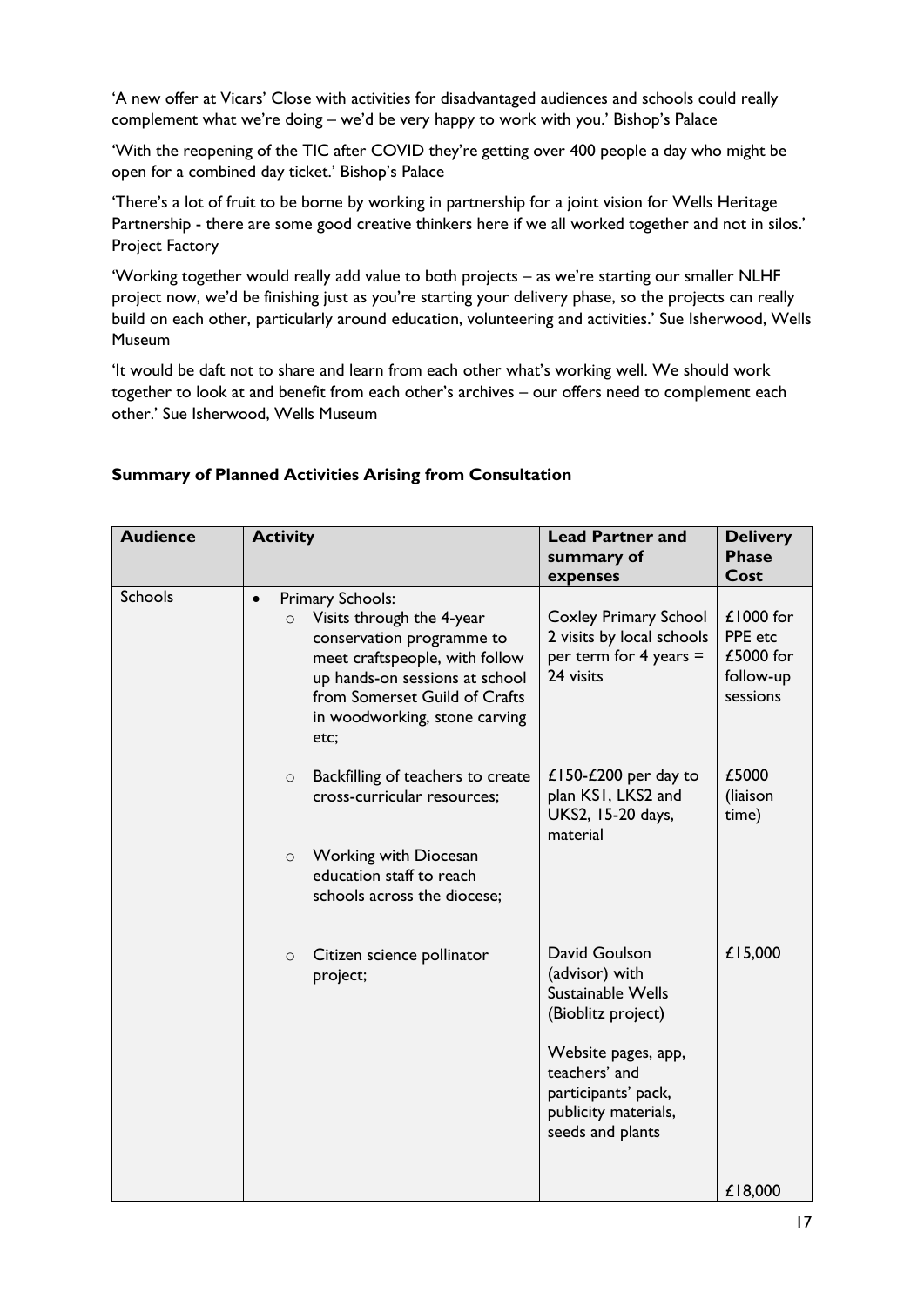'A new offer at Vicars' Close with activities for disadvantaged audiences and schools could really complement what we're doing – we'd be very happy to work with you.' Bishop's Palace

'With the reopening of the TIC after COVID they're getting over 400 people a day who might be open for a combined day ticket.' Bishop's Palace

'There's a lot of fruit to be borne by working in partnership for a joint vision for Wells Heritage Partnership - there are some good creative thinkers here if we all worked together and not in silos.' Project Factory

'Working together would really add value to both projects – as we're starting our smaller NLHF project now, we'd be finishing just as you're starting your delivery phase, so the projects can really build on each other, particularly around education, volunteering and activities.' Sue Isherwood, Wells Museum

'It would be daft not to share and learn from each other what's working well. We should work together to look at and benefit from each other's archives – our offers need to complement each other.' Sue Isherwood, Wells Museum

**Summary of Planned Activities Arising from Consultation**

| Audience | Activity | Lead Partner and summary of expenses | Delivery Phase Cost |
|---|---|---|---|
| Schools | • Primary Schools:<br>○ Visits through the 4-year conservation programme to meet craftspeople, with follow up hands-on sessions at school from Somerset Guild of Crafts in woodworking, stone carving etc; | Coxley Primary School 2 visits by local schools per term for 4 years = 24 visits | £1000 for PPE etc £5000 for follow-up sessions |
| | ○ Backfilling of teachers to create cross-curricular resources; | £150-£200 per day to plan KS1, LKS2 and UKS2, 15-20 days, material | £5000 (liaison time) |
| | ○ Working with Diocesan education staff to reach schools across the diocese; | | |
| | ○ Citizen science pollinator project; | David Goulson (advisor) with Sustainable Wells (Bioblitz project)<br><br>Website pages, app, teachers' and participants' pack, publicity materials, seeds and plants | £15,000 |
| | | | £18,000 |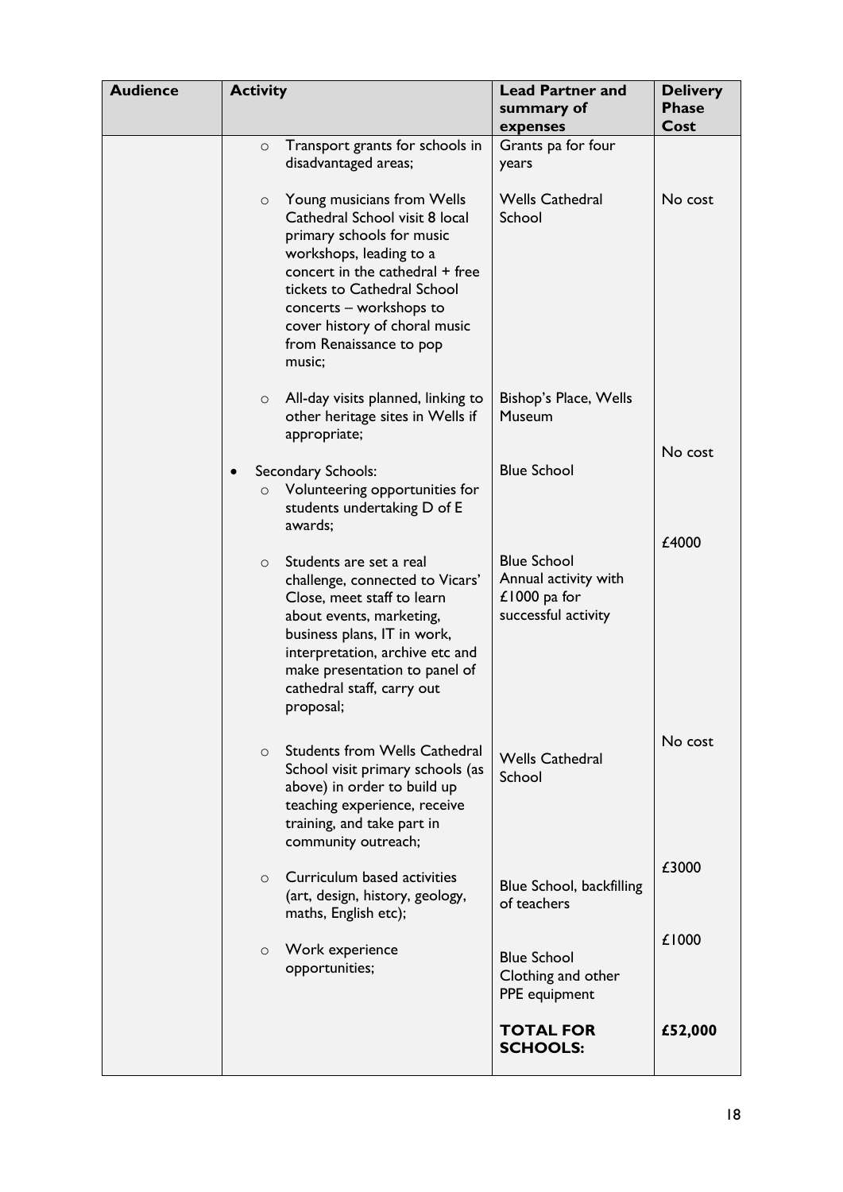| Audience | Activity | Lead Partner and summary of expenses | Delivery Phase Cost |
|---|---|---|---|
| | ○ Transport grants for schools in disadvantaged areas; | Grants pa for four years | |
| | ○ Young musicians from Wells Cathedral School visit 8 local primary schools for music workshops, leading to a concert in the cathedral + free tickets to Cathedral School concerts – workshops to cover history of choral music from Renaissance to pop music; | Wells Cathedral School | No cost |
| | ○ All-day visits planned, linking to other heritage sites in Wells if appropriate; | Bishop's Place, Wells Museum | |
| | • Secondary Schools:<br>○ Volunteering opportunities for students undertaking D of E awards; | Blue School | No cost |
| | ○ Students are set a real challenge, connected to Vicars' Close, meet staff to learn about events, marketing, business plans, IT in work, interpretation, archive etc and make presentation to panel of cathedral staff, carry out proposal; | Blue School<br>Annual activity with £1000 pa for successful activity | £4000 |
| | ○ Students from Wells Cathedral School visit primary schools (as above) in order to build up teaching experience, receive training, and take part in community outreach; | Wells Cathedral School | No cost |
| | ○ Curriculum based activities (art, design, history, geology, maths, English etc); | Blue School, backfilling of teachers | £3000 |
| | ○ Work experience opportunities; | Blue School<br>Clothing and other PPE equipment | £1000 |
| | | **TOTAL FOR SCHOOLS:** | **£52,000** |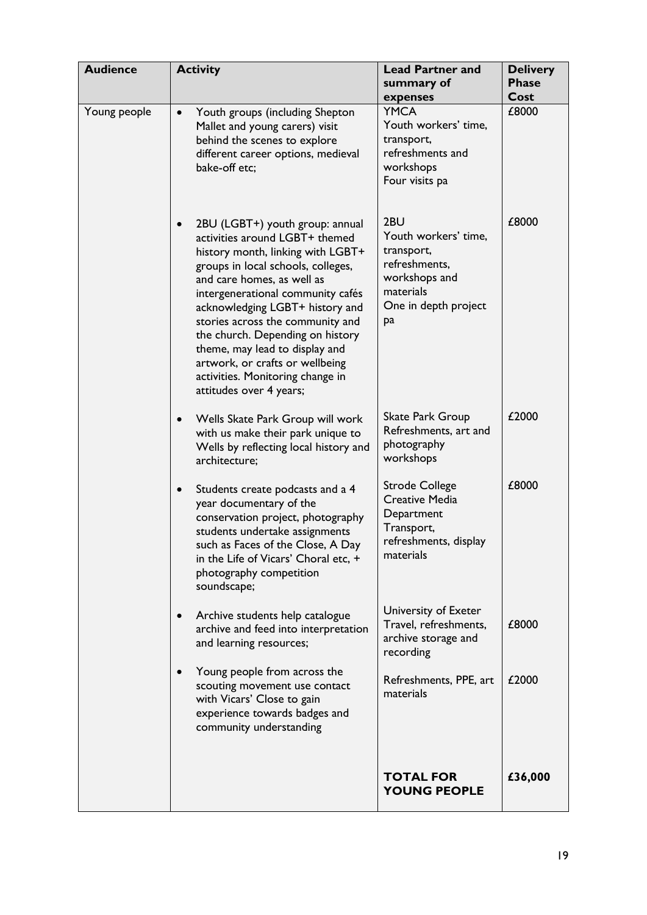| Audience | Activity | Lead Partner and summary of expenses | Delivery Phase Cost |
|---|---|---|---|
| Young people | • Youth groups (including Shepton Mallet and young carers) visit behind the scenes to explore different career options, medieval bake-off etc; | YMCA<br>Youth workers' time, transport, refreshments and workshops<br>Four visits pa | £8000 |
| | • 2BU (LGBT+) youth group: annual activities around LGBT+ themed history month, linking with LGBT+ groups in local schools, colleges, and care homes, as well as intergenerational community cafés acknowledging LGBT+ history and stories across the community and the church. Depending on history theme, may lead to display and artwork, or crafts or wellbeing activities. Monitoring change in attitudes over 4 years; | 2BU<br>Youth workers' time, transport, refreshments, workshops and materials<br>One in depth project pa | £8000 |
| | • Wells Skate Park Group will work with us make their park unique to Wells by reflecting local history and architecture; | Skate Park Group<br>Refreshments, art and photography workshops | £2000 |
| | • Students create podcasts and a 4 year documentary of the conservation project, photography students undertake assignments such as Faces of the Close, A Day in the Life of Vicars' Choral etc, + photography competition soundscape; | Strode College Creative Media Department<br>Transport, refreshments, display materials | £8000 |
| | • Archive students help catalogue archive and feed into interpretation and learning resources; | University of Exeter<br>Travel, refreshments, archive storage and recording | £8000 |
| | • Young people from across the scouting movement use contact with Vicars' Close to gain experience towards badges and community understanding | Refreshments, PPE, art materials | £2000 |
| | | **TOTAL FOR YOUNG PEOPLE** | **£36,000** |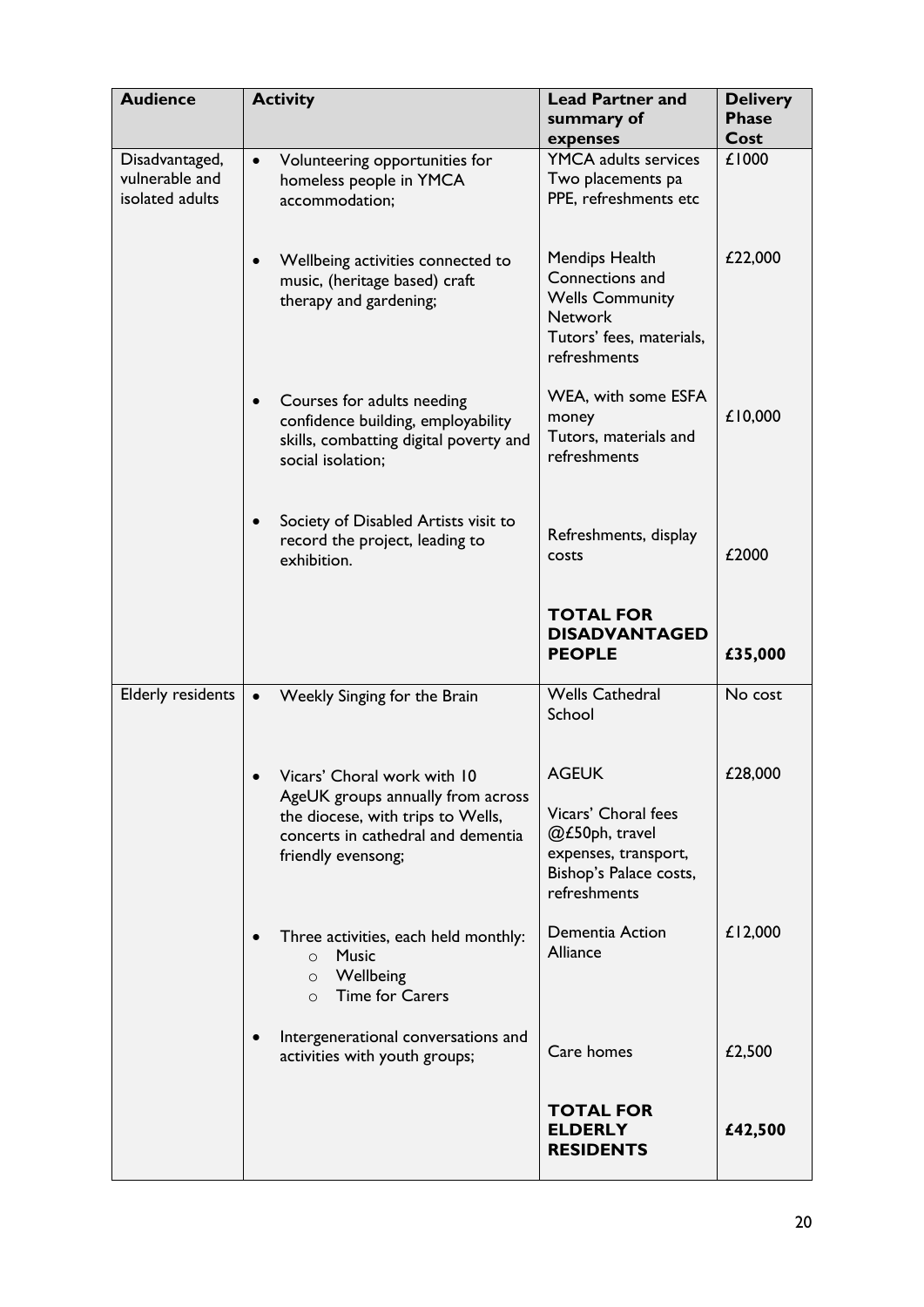| Audience | Activity | Lead Partner and summary of expenses | Delivery Phase Cost |
| --- | --- | --- | --- |
| Disadvantaged, vulnerable and isolated adults | • Volunteering opportunities for homeless people in YMCA accommodation; | YMCA adults services<br>Two placements pa<br>PPE, refreshments etc | £1000 |
| | • Wellbeing activities connected to music, (heritage based) craft therapy and gardening; | Mendips Health Connections and Wells Community Network<br>Tutors' fees, materials, refreshments | £22,000 |
| | • Courses for adults needing confidence building, employability skills, combatting digital poverty and social isolation; | WEA, with some ESFA money<br>Tutors, materials and refreshments | £10,000 |
| | • Society of Disabled Artists visit to record the project, leading to exhibition. | Refreshments, display costs | £2000 |
| | | **TOTAL FOR DISADVANTAGED PEOPLE** | **£35,000** |
| Elderly residents | • Weekly Singing for the Brain | Wells Cathedral School | No cost |
| | • Vicars' Choral work with 10 AgeUK groups annually from across the diocese, with trips to Wells, concerts in cathedral and dementia friendly evensong; | AGEUK<br>Vicars' Choral fees @£50ph, travel expenses, transport, Bishop's Palace costs, refreshments | £28,000 |
| | • Three activities, each held monthly:<br>○ Music<br>○ Wellbeing<br>○ Time for Carers | Dementia Action Alliance | £12,000 |
| | • Intergenerational conversations and activities with youth groups; | Care homes | £2,500 |
| | | **TOTAL FOR ELDERLY RESIDENTS** | **£42,500** |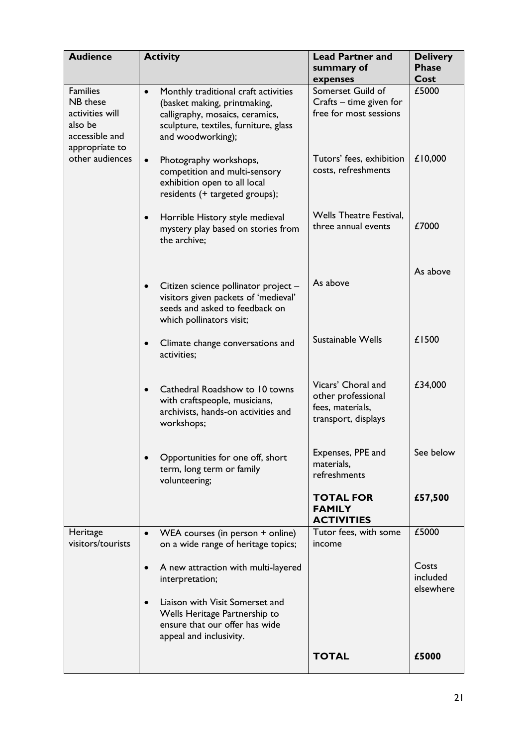| Audience | Activity | Lead Partner and summary of expenses | Delivery Phase Cost |
|---|---|---|---|
| Families<br>NB these activities will also be accessible and appropriate to other audiences | • Monthly traditional craft activities (basket making, printmaking, calligraphy, mosaics, ceramics, sculpture, textiles, furniture, glass and woodworking); | Somerset Guild of Crafts – time given for free for most sessions | £5000 |
| | • Photography workshops, competition and multi-sensory exhibition open to all local residents (+ targeted groups); | Tutors' fees, exhibition costs, refreshments | £10,000 |
| | • Horrible History style medieval mystery play based on stories from the archive; | Wells Theatre Festival, three annual events | £7000 |
| | • Citizen science pollinator project – visitors given packets of 'medieval' seeds and asked to feedback on which pollinators visit; | As above | As above |
| | • Climate change conversations and activities; | Sustainable Wells | £1500 |
| | • Cathedral Roadshow to 10 towns with craftspeople, musicians, archivists, hands-on activities and workshops; | Vicars' Choral and other professional fees, materials, transport, displays | £34,000 |
| | • Opportunities for one off, short term, long term or family volunteering; | Expenses, PPE and materials, refreshments | See below |
| | | **TOTAL FOR FAMILY ACTIVITIES** | **£57,500** |
| Heritage visitors/tourists | • WEA courses (in person + online) on a wide range of heritage topics; | Tutor fees, with some income | £5000 |
| | • A new attraction with multi-layered interpretation; | | Costs included elsewhere |
| | • Liaison with Visit Somerset and Wells Heritage Partnership to ensure that our offer has wide appeal and inclusivity. | | |
| | | **TOTAL** | **£5000** |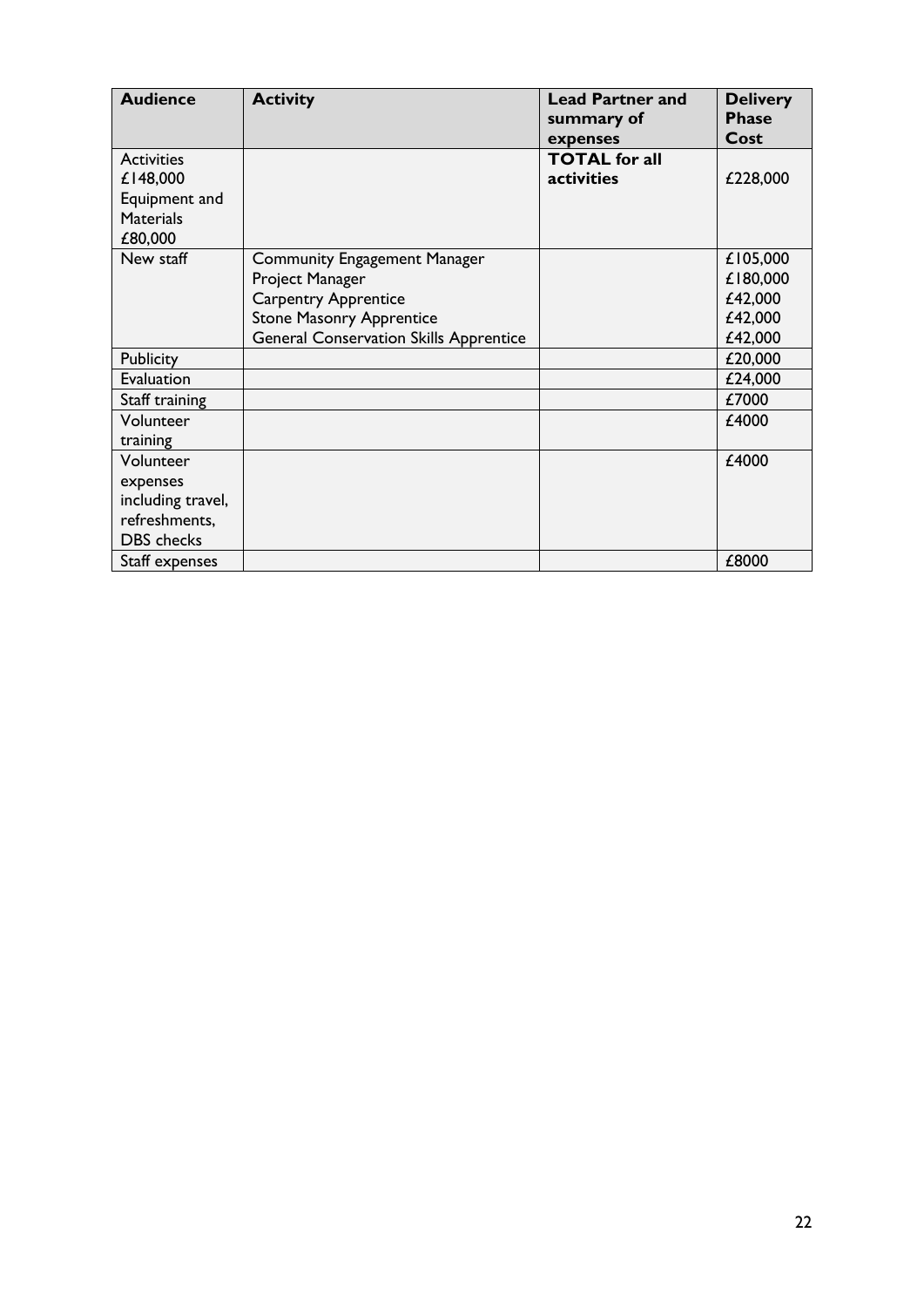| Audience | Activity | Lead Partner and summary of expenses | Delivery Phase Cost |
|---|---|---|---|
| Activities £148,000 Equipment and Materials £80,000 | | **TOTAL for all activities** | £228,000 |
| New staff | Community Engagement Manager<br>Project Manager<br>Carpentry Apprentice<br>Stone Masonry Apprentice<br>General Conservation Skills Apprentice | | £105,000<br>£180,000<br>£42,000<br>£42,000<br>£42,000 |
| Publicity | | | £20,000 |
| Evaluation | | | £24,000 |
| Staff training | | | £7000 |
| Volunteer training | | | £4000 |
| Volunteer expenses including travel, refreshments, DBS checks | | | £4000 |
| Staff expenses | | | £8000 |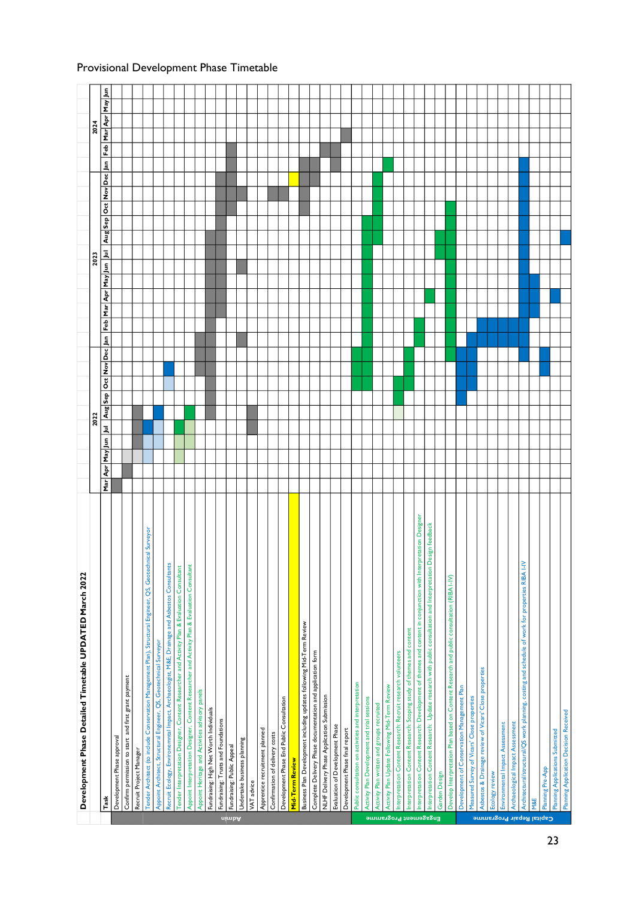## Provisional Development Phase Timetable

### Development Phase Detailed Timetable UPDATED March 2022

| | Task | 2022 | | | | | | | | | | 2023 | | | | | | | | | | | | 2024 | | | | | |
|---|---|---|---|---|---|---|---|---|---|---|---|---|---|---|---|---|---|---|---|---|---|---|---|---|---|---|---|---|---|
| | | Mar | Apr | May | Jun | Jul | Aug | Sep | Oct | Nov | Dec | Jan | Feb | Mar | Apr | May | Jun | Jul | Aug | Sep | Oct | Nov | Dec | Jan | Feb | Mar | Apr | May | Jun |
| Admin | Development Phase approval | | | | | | | | | | | | | | | | | | | | | | | | | | | | |
| | Confirm permission to start and first grant payment | | | | | | | | | | | | | | | | | | | | | | | | | | | | |
| | Recruit Project Manager | | | | | | | | | | | | | | | | | | | | | | | | | | | | |
| | Tender Architect (to include Conservation Management Plan), Structural Engineer, QS, Geotechnical Surveyor | | | | | | | | | | | | | | | | | | | | | | | | | | | | |
| | Appoint Architect, Structural Engineer, QS, Geotechnical Surveyor | | | | | | | | | | | | | | | | | | | | | | | | | | | | |
| | Recruit Ecology, Environmental Impact, Archaeologist, M&E, Drainage and Asbestos Consultants | | | | | | | | | | | | | | | | | | | | | | | | | | | | |
| | Tender Interpretation Designer, Content Researcher and Activity Plan & Evaluation Consultant | | | | | | | | | | | | | | | | | | | | | | | | | | | | |
| | Appoint Interpretation Designer, Content Researcher and Activity Plan & Evaluation Consultant | | | | | | | | | | | | | | | | | | | | | | | | | | | | |
| | Appoint Heritage and Activities advisory panels | | | | | | | | | | | | | | | | | | | | | | | | | | | | |
| | Fundraising: High Net Worth Individuals | | | | | | | | | | | | | | | | | | | | | | | | | | | | |
| | Fundraising: Trusts and Foundations | | | | | | | | | | | | | | | | | | | | | | | | | | | | |
| | Fundraising: Public Appeal | | | | | | | | | | | | | | | | | | | | | | | | | | | | |
| | Undertake business planning | | | | | | | | | | | | | | | | | | | | | | | | | | | | |
| | VAT advice | | | | | | | | | | | | | | | | | | | | | | | | | | | | |
| | Apprentice recruitment planned | | | | | | | | | | | | | | | | | | | | | | | | | | | | |
| | Confirmation of delivery costs | | | | | | | | | | | | | | | | | | | | | | | | | | | | |
| | Development Phase End Public Consultation | | | | | | | | | | | | | | | | | | | | | | | | | | | | |
| | **Mid-Term Review** | | | | | | | | | | | | | | | | | | | | | | | | | | | | |
| | Business Plan Development including updates following Mid-Term Review | | | | | | | | | | | | | | | | | | | | | | | | | | | | |
| | Complete Delivery Phase documentation and application form | | | | | | | | | | | | | | | | | | | | | | | | | | | | |
| | NLHF Delivery Phase Application Submission | | | | | | | | | | | | | | | | | | | | | | | | | | | | |
| | Evaluation of Development Phase | | | | | | | | | | | | | | | | | | | | | | | | | | | | |
| | Development Phase final report | | | | | | | | | | | | | | | | | | | | | | | | | | | | |
| Engagement Programme | Public consultation on activities and interpretation | | | | | | | | | | | | | | | | | | | | | | | | | | | | |
| | Activity Plan Development and trial sessions | | | | | | | | | | | | | | | | | | | | | | | | | | | | |
| | Activity Plan written and groups recruited | | | | | | | | | | | | | | | | | | | | | | | | | | | | |
| | Activity Plan Update Following Mid-Term Review | | | | | | | | | | | | | | | | | | | | | | | | | | | | |
| | Interpretation Content Research: Recruit research volunteers | | | | | | | | | | | | | | | | | | | | | | | | | | | | |
| | Interpretation Content Research: Scoping study of themes and content | | | | | | | | | | | | | | | | | | | | | | | | | | | | |
| | Interpretation Content Research: Development of themes and content in conjunction with Interpretation Designer | | | | | | | | | | | | | | | | | | | | | | | | | | | | |
| | Interpretation Content Research: Update research with public consultation and Interpretation Design feedback | | | | | | | | | | | | | | | | | | | | | | | | | | | | |
| | Garden Design | | | | | | | | | | | | | | | | | | | | | | | | | | | | |
| | Develop Interpretation Plan based on Content Research and public consultation (RIBA I-IV) | | | | | | | | | | | | | | | | | | | | | | | | | | | | |
| Capital Repair Programme | Development of Conservation Management Plan | | | | | | | | | | | | | | | | | | | | | | | | | | | | |
| | Measured Survey of Vicars' Close properties | | | | | | | | | | | | | | | | | | | | | | | | | | | | |
| | Asbestos & Drainage review of Vicars' Close properties | | | | | | | | | | | | | | | | | | | | | | | | | | | | |
| | Ecology review | | | | | | | | | | | | | | | | | | | | | | | | | | | | |
| | Environmental Impact Assessment | | | | | | | | | | | | | | | | | | | | | | | | | | | | |
| | Archaeological Impact Assessment | | | | | | | | | | | | | | | | | | | | | | | | | | | | |
| | Architectural/structural/QS work planning, costing and schedule of work for properties RIBA I-IV | | | | | | | | | | | | | | | | | | | | | | | | | | | | |
| | M&E | | | | | | | | | | | | | | | | | | | | | | | | | | | | |
| | Planning Pre-App | | | | | | | | | | | | | | | | | | | | | | | | | | | | |
| | Planning Applications Submitted | | | | | | | | | | | | | | | | | | | | | | | | | | | | |
| | Planning Application Decision Received | | | | | | | | | | | | | | | | | | | | | | | | | | | | |